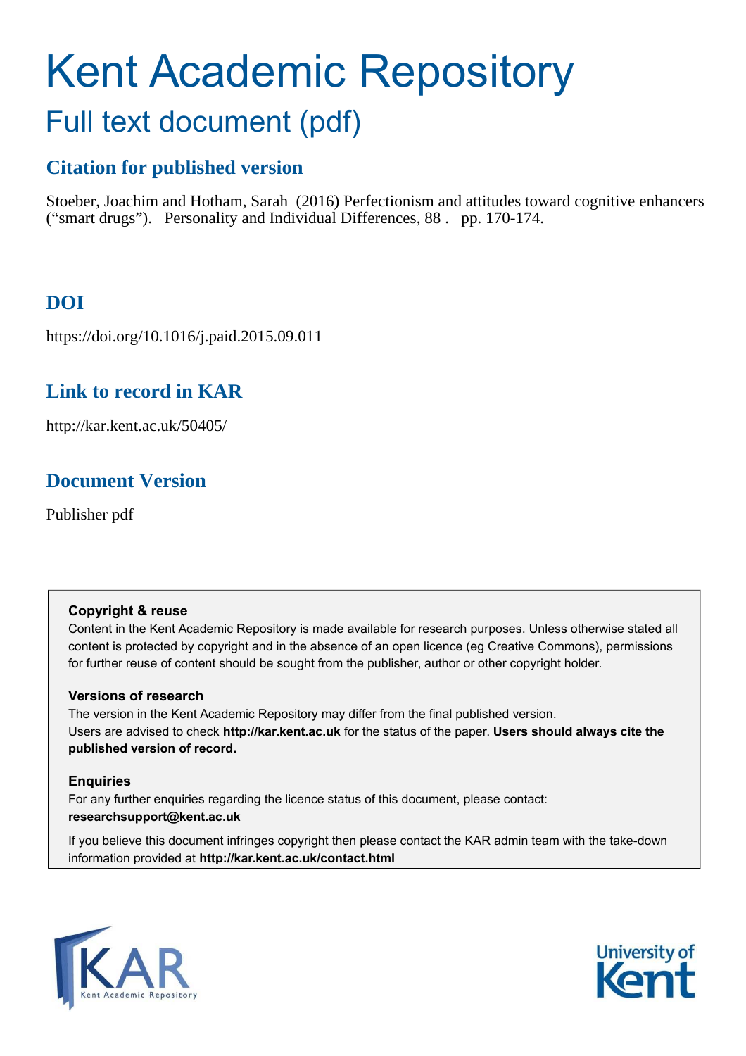# Kent Academic Repository

## Full text document (pdf)

### Citation for published version

Stoeber, Joachim and Hotham, Sarah (2016) Perfectionism and attitudes toward cognitive enhancers ("smart drugs"). Personality and Individual Differences, 88 . pp. 170-174.

### DOI

https://doi.org/10.1016/j.paid.2015.09.011

### Link to record in KAR

http://kar.kent.ac.uk/50405/

### Document Version

Publisher pdf

**Copyright & reuse**

Content in the Kent Academic Repository is made available for research purposes. Unless otherwise stated all content is protected by copyright and in the absence of an open licence (eg Creative Commons), permissions for further reuse of content should be sought from the publisher, author or other copyright holder.

**Versions of research**

The version in the Kent Academic Repository may differ from the final published version. Users are advised to check **http://kar.kent.ac.uk** for the status of the paper. **Users should always cite the published version of record.**

**Enquiries**

For any further enquiries regarding the licence status of this document, please contact: **researchsupport@kent.ac.uk**

If you believe this document infringes copyright then please contact the KAR admin team with the take-down information provided at **http://kar.kent.ac.uk/contact.html**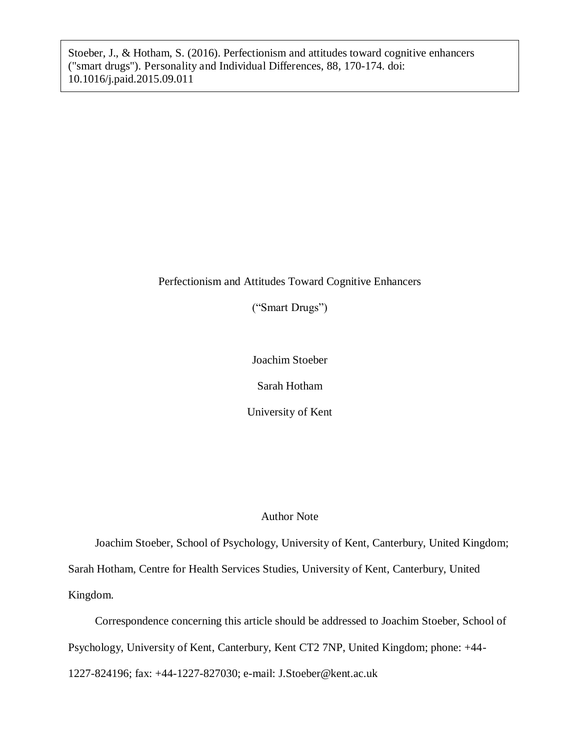Stoeber, J., & Hotham, S. (2016). Perfectionism and attitudes toward cognitive enhancers ("smart drugs"). Personality and Individual Differences, 88, 170-174. doi: 10.1016/j.paid.2015.09.011

# Perfectionism and Attitudes Toward Cognitive Enhancers

# (“Smart Drugs”)

Joachim Stoeber

Sarah Hotham

University of Kent

## Author Note

Joachim Stoeber, School of Psychology, University of Kent, Canterbury, United Kingdom; Sarah Hotham, Centre for Health Services Studies, University of Kent, Canterbury, United Kingdom.

Correspondence concerning this article should be addressed to Joachim Stoeber, School of Psychology, University of Kent, Canterbury, Kent CT2 7NP, United Kingdom; phone: +44-1227-824196; fax: +44-1227-827030; e-mail: J.Stoeber@kent.ac.uk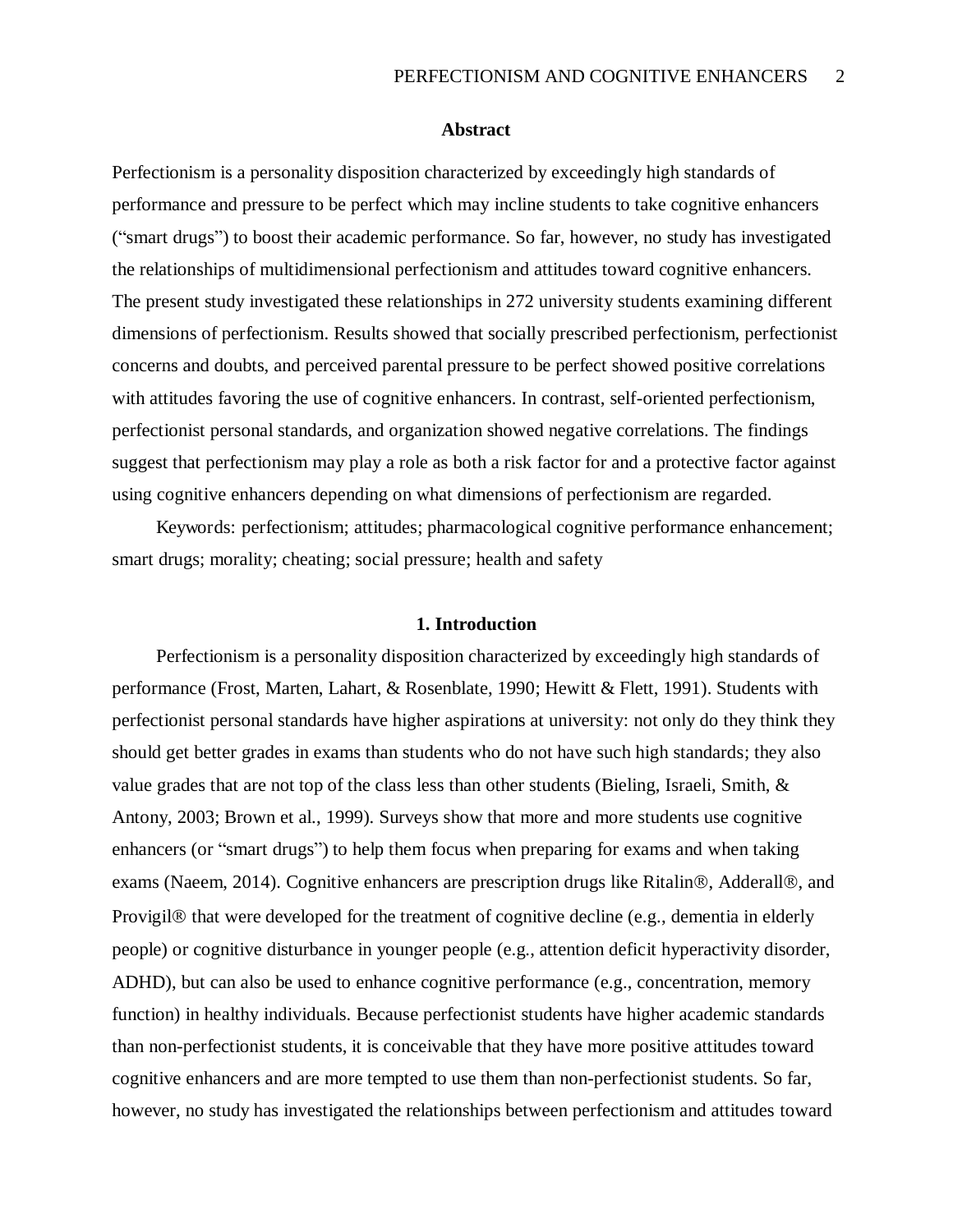## Abstract

Perfectionism is a personality disposition characterized by exceedingly high standards of performance and pressure to be perfect which may incline students to take cognitive enhancers ("smart drugs") to boost their academic performance. So far, however, no study has investigated the relationships of multidimensional perfectionism and attitudes toward cognitive enhancers. The present study investigated these relationships in 272 university students examining different dimensions of perfectionism. Results showed that socially prescribed perfectionism, perfectionist concerns and doubts, and perceived parental pressure to be perfect showed positive correlations with attitudes favoring the use of cognitive enhancers. In contrast, self-oriented perfectionism, perfectionist personal standards, and organization showed negative correlations. The findings suggest that perfectionism may play a role as both a risk factor for and a protective factor against using cognitive enhancers depending on what dimensions of perfectionism are regarded.

Keywords: perfectionism; attitudes; pharmacological cognitive performance enhancement; smart drugs; morality; cheating; social pressure; health and safety

## 1. Introduction

Perfectionism is a personality disposition characterized by exceedingly high standards of performance (Frost, Marten, Lahart, & Rosenblate, 1990; Hewitt & Flett, 1991). Students with perfectionist personal standards have higher aspirations at university: not only do they think they should get better grades in exams than students who do not have such high standards; they also value grades that are not top of the class less than other students (Bieling, Israeli, Smith, & Antony, 2003; Brown et al., 1999). Surveys show that more and more students use cognitive enhancers (or "smart drugs") to help them focus when preparing for exams and when taking exams (Naeem, 2014). Cognitive enhancers are prescription drugs like Ritalin®, Adderall®, and Provigil® that were developed for the treatment of cognitive decline (e.g., dementia in elderly people) or cognitive disturbance in younger people (e.g., attention deficit hyperactivity disorder, ADHD), but can also be used to enhance cognitive performance (e.g., concentration, memory function) in healthy individuals. Because perfectionist students have higher academic standards than non-perfectionist students, it is conceivable that they have more positive attitudes toward cognitive enhancers and are more tempted to use them than non-perfectionist students. So far, however, no study has investigated the relationships between perfectionism and attitudes toward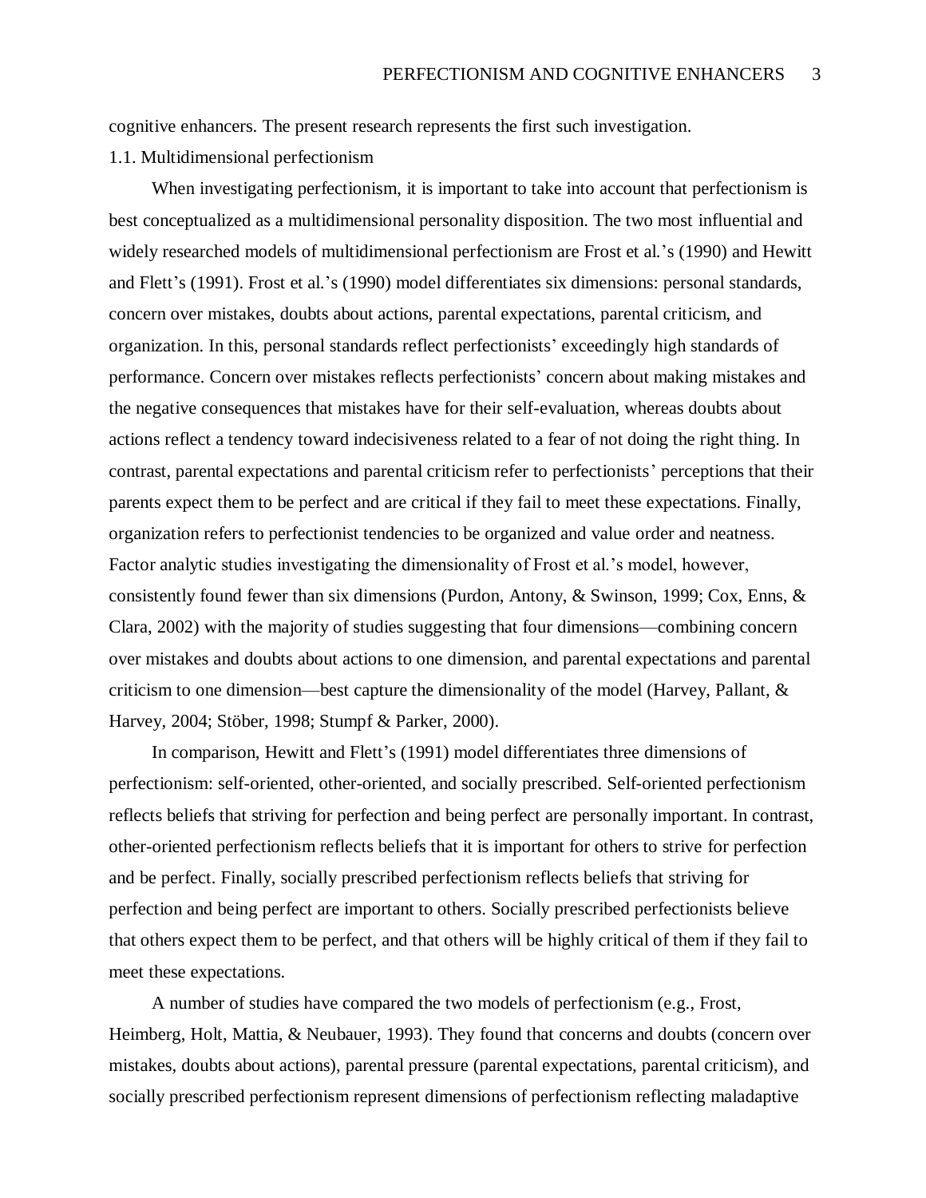cognitive enhancers. The present research represents the first such investigation.

### 1.1. Multidimensional perfectionism

When investigating perfectionism, it is important to take into account that perfectionism is best conceptualized as a multidimensional personality disposition. The two most influential and widely researched models of multidimensional perfectionism are Frost et al.'s (1990) and Hewitt and Flett's (1991). Frost et al.'s (1990) model differentiates six dimensions: personal standards, concern over mistakes, doubts about actions, parental expectations, parental criticism, and organization. In this, personal standards reflect perfectionists' exceedingly high standards of performance. Concern over mistakes reflects perfectionists' concern about making mistakes and the negative consequences that mistakes have for their self-evaluation, whereas doubts about actions reflect a tendency toward indecisiveness related to a fear of not doing the right thing. In contrast, parental expectations and parental criticism refer to perfectionists' perceptions that their parents expect them to be perfect and are critical if they fail to meet these expectations. Finally, organization refers to perfectionist tendencies to be organized and value order and neatness. Factor analytic studies investigating the dimensionality of Frost et al.'s model, however, consistently found fewer than six dimensions (Purdon, Antony, & Swinson, 1999; Cox, Enns, & Clara, 2002) with the majority of studies suggesting that four dimensions—combining concern over mistakes and doubts about actions to one dimension, and parental expectations and parental criticism to one dimension—best capture the dimensionality of the model (Harvey, Pallant, & Harvey, 2004; Stöber, 1998; Stumpf & Parker, 2000).

In comparison, Hewitt and Flett's (1991) model differentiates three dimensions of perfectionism: self-oriented, other-oriented, and socially prescribed. Self-oriented perfectionism reflects beliefs that striving for perfection and being perfect are personally important. In contrast, other-oriented perfectionism reflects beliefs that it is important for others to strive for perfection and be perfect. Finally, socially prescribed perfectionism reflects beliefs that striving for perfection and being perfect are important to others. Socially prescribed perfectionists believe that others expect them to be perfect, and that others will be highly critical of them if they fail to meet these expectations.

A number of studies have compared the two models of perfectionism (e.g., Frost, Heimberg, Holt, Mattia, & Neubauer, 1993). They found that concerns and doubts (concern over mistakes, doubts about actions), parental pressure (parental expectations, parental criticism), and socially prescribed perfectionism represent dimensions of perfectionism reflecting maladaptive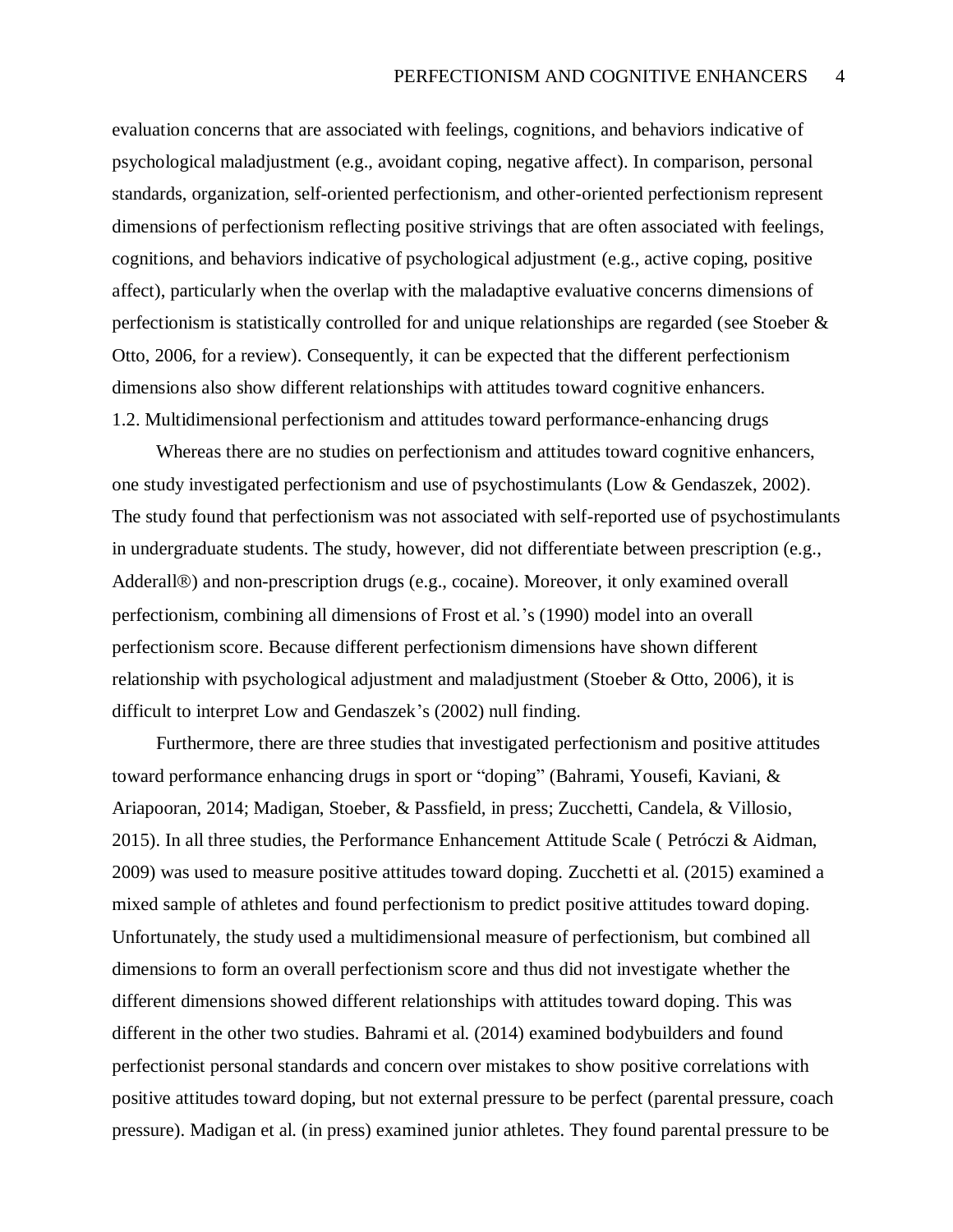evaluation concerns that are associated with feelings, cognitions, and behaviors indicative of psychological maladjustment (e.g., avoidant coping, negative affect). In comparison, personal standards, organization, self-oriented perfectionism, and other-oriented perfectionism represent dimensions of perfectionism reflecting positive strivings that are often associated with feelings, cognitions, and behaviors indicative of psychological adjustment (e.g., active coping, positive affect), particularly when the overlap with the maladaptive evaluative concerns dimensions of perfectionism is statistically controlled for and unique relationships are regarded (see Stoeber & Otto, 2006, for a review). Consequently, it can be expected that the different perfectionism dimensions also show different relationships with attitudes toward cognitive enhancers.

## 1.2. Multidimensional perfectionism and attitudes toward performance-enhancing drugs

Whereas there are no studies on perfectionism and attitudes toward cognitive enhancers, one study investigated perfectionism and use of psychostimulants (Low & Gendaszek, 2002). The study found that perfectionism was not associated with self-reported use of psychostimulants in undergraduate students. The study, however, did not differentiate between prescription (e.g., Adderall®) and non-prescription drugs (e.g., cocaine). Moreover, it only examined overall perfectionism, combining all dimensions of Frost et al.'s (1990) model into an overall perfectionism score. Because different perfectionism dimensions have shown different relationship with psychological adjustment and maladjustment (Stoeber & Otto, 2006), it is difficult to interpret Low and Gendaszek's (2002) null finding.

Furthermore, there are three studies that investigated perfectionism and positive attitudes toward performance enhancing drugs in sport or "doping" (Bahrami, Yousefi, Kaviani, & Ariapooran, 2014; Madigan, Stoeber, & Passfield, in press; Zucchetti, Candela, & Villosio, 2015). In all three studies, the Performance Enhancement Attitude Scale ( Petróczi & Aidman, 2009) was used to measure positive attitudes toward doping. Zucchetti et al. (2015) examined a mixed sample of athletes and found perfectionism to predict positive attitudes toward doping. Unfortunately, the study used a multidimensional measure of perfectionism, but combined all dimensions to form an overall perfectionism score and thus did not investigate whether the different dimensions showed different relationships with attitudes toward doping. This was different in the other two studies. Bahrami et al. (2014) examined bodybuilders and found perfectionist personal standards and concern over mistakes to show positive correlations with positive attitudes toward doping, but not external pressure to be perfect (parental pressure, coach pressure). Madigan et al. (in press) examined junior athletes. They found parental pressure to be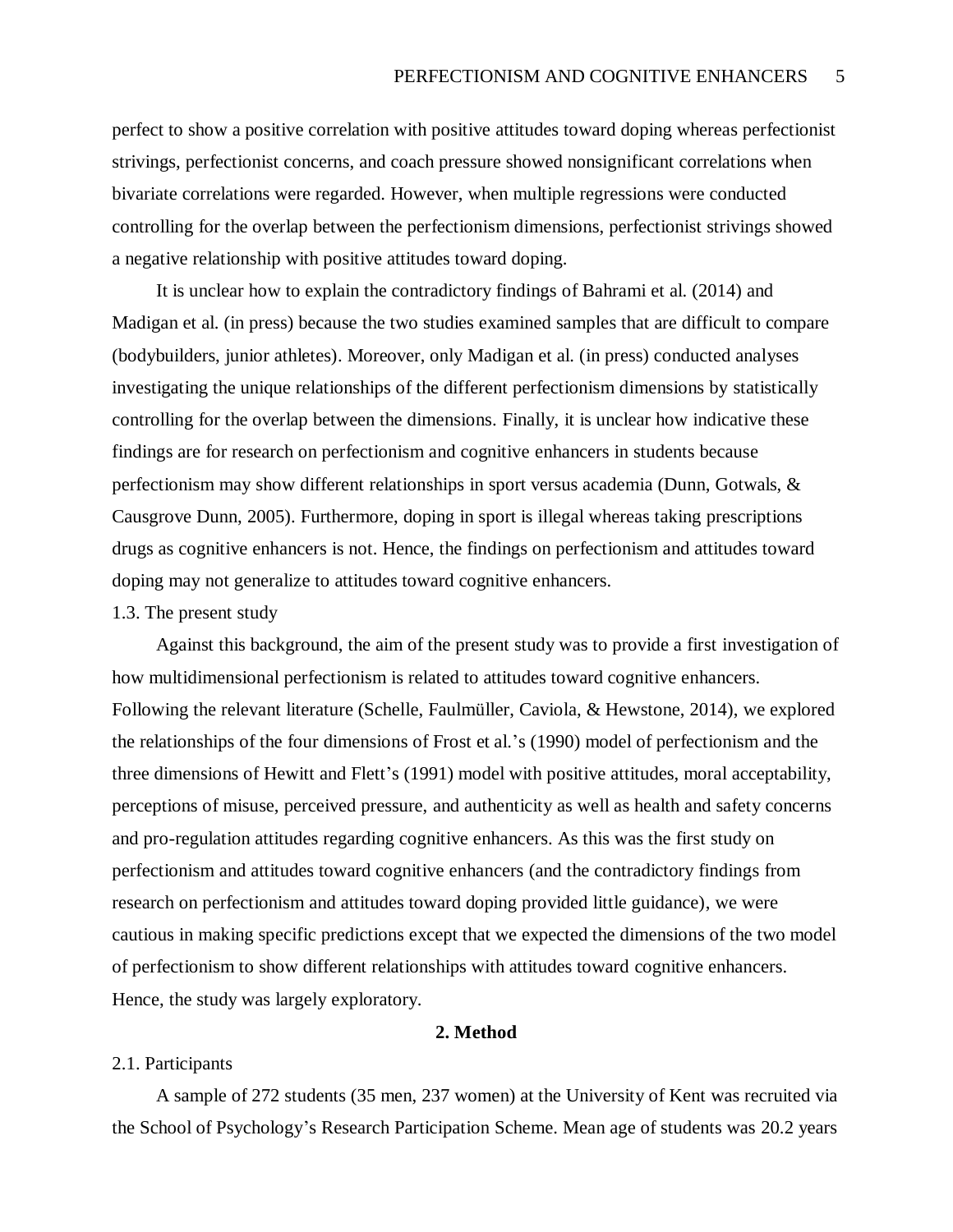perfect to show a positive correlation with positive attitudes toward doping whereas perfectionist strivings, perfectionist concerns, and coach pressure showed nonsignificant correlations when bivariate correlations were regarded. However, when multiple regressions were conducted controlling for the overlap between the perfectionism dimensions, perfectionist strivings showed a negative relationship with positive attitudes toward doping.

It is unclear how to explain the contradictory findings of Bahrami et al. (2014) and Madigan et al. (in press) because the two studies examined samples that are difficult to compare (bodybuilders, junior athletes). Moreover, only Madigan et al. (in press) conducted analyses investigating the unique relationships of the different perfectionism dimensions by statistically controlling for the overlap between the dimensions. Finally, it is unclear how indicative these findings are for research on perfectionism and cognitive enhancers in students because perfectionism may show different relationships in sport versus academia (Dunn, Gotwals, & Causgrove Dunn, 2005). Furthermore, doping in sport is illegal whereas taking prescriptions drugs as cognitive enhancers is not. Hence, the findings on perfectionism and attitudes toward doping may not generalize to attitudes toward cognitive enhancers.

### 1.3. The present study

Against this background, the aim of the present study was to provide a first investigation of how multidimensional perfectionism is related to attitudes toward cognitive enhancers. Following the relevant literature (Schelle, Faulmüller, Caviola, & Hewstone, 2014), we explored the relationships of the four dimensions of Frost et al.'s (1990) model of perfectionism and the three dimensions of Hewitt and Flett's (1991) model with positive attitudes, moral acceptability, perceptions of misuse, perceived pressure, and authenticity as well as health and safety concerns and pro-regulation attitudes regarding cognitive enhancers. As this was the first study on perfectionism and attitudes toward cognitive enhancers (and the contradictory findings from research on perfectionism and attitudes toward doping provided little guidance), we were cautious in making specific predictions except that we expected the dimensions of the two model of perfectionism to show different relationships with attitudes toward cognitive enhancers. Hence, the study was largely exploratory.

## 2. Method

### 2.1. Participants

A sample of 272 students (35 men, 237 women) at the University of Kent was recruited via the School of Psychology's Research Participation Scheme. Mean age of students was 20.2 years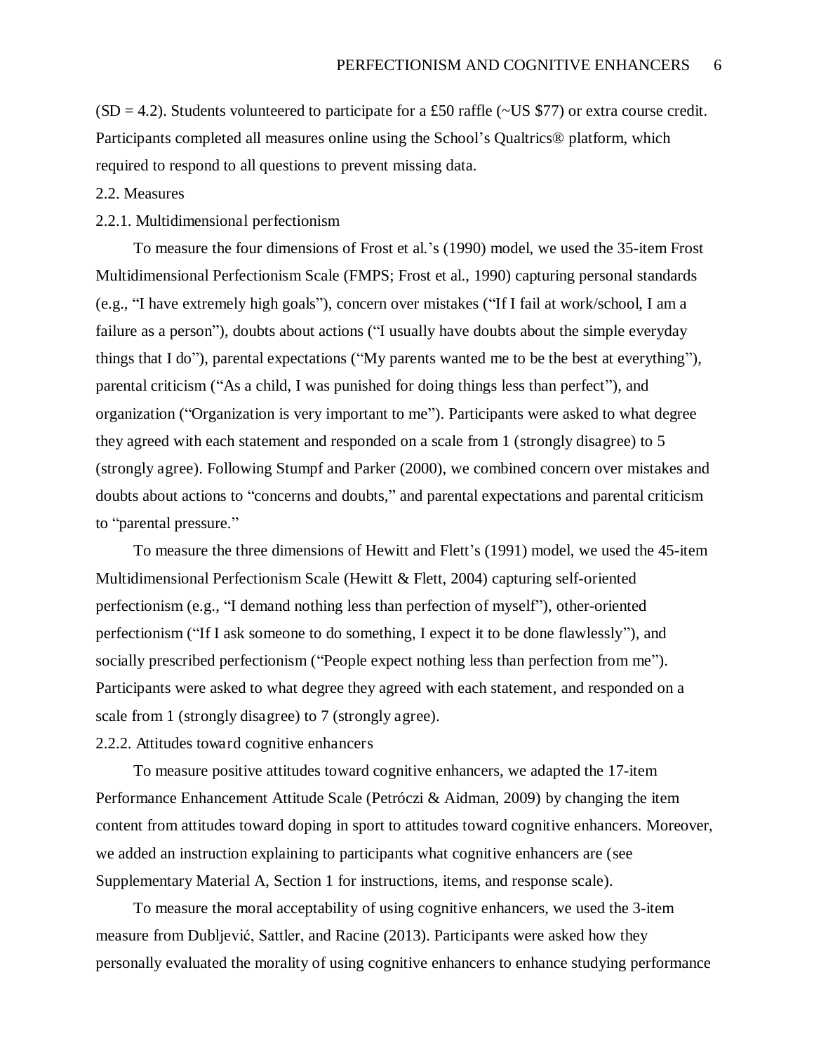(SD = 4.2). Students volunteered to participate for a £50 raffle (~US $77) or extra course credit. Participants completed all measures online using the School's Qualtrics® platform, which required to respond to all questions to prevent missing data.

### 2.2. Measures

#### 2.2.1. Multidimensional perfectionism

To measure the four dimensions of Frost et al.'s (1990) model, we used the 35-item Frost Multidimensional Perfectionism Scale (FMPS; Frost et al., 1990) capturing personal standards (e.g., "I have extremely high goals"), concern over mistakes ("If I fail at work/school, I am a failure as a person"), doubts about actions ("I usually have doubts about the simple everyday things that I do"), parental expectations ("My parents wanted me to be the best at everything"), parental criticism ("As a child, I was punished for doing things less than perfect"), and organization ("Organization is very important to me"). Participants were asked to what degree they agreed with each statement and responded on a scale from 1 (strongly disagree) to 5 (strongly agree). Following Stumpf and Parker (2000), we combined concern over mistakes and doubts about actions to "concerns and doubts," and parental expectations and parental criticism to "parental pressure."

To measure the three dimensions of Hewitt and Flett's (1991) model, we used the 45-item Multidimensional Perfectionism Scale (Hewitt & Flett, 2004) capturing self-oriented perfectionism (e.g., "I demand nothing less than perfection of myself"), other-oriented perfectionism ("If I ask someone to do something, I expect it to be done flawlessly"), and socially prescribed perfectionism ("People expect nothing less than perfection from me"). Participants were asked to what degree they agreed with each statement, and responded on a scale from 1 (strongly disagree) to 7 (strongly agree).

#### 2.2.2. Attitudes toward cognitive enhancers

To measure positive attitudes toward cognitive enhancers, we adapted the 17-item Performance Enhancement Attitude Scale (Petróczi & Aidman, 2009) by changing the item content from attitudes toward doping in sport to attitudes toward cognitive enhancers. Moreover, we added an instruction explaining to participants what cognitive enhancers are (see Supplementary Material A, Section 1 for instructions, items, and response scale).

To measure the moral acceptability of using cognitive enhancers, we used the 3-item measure from Dubljević, Sattler, and Racine (2013). Participants were asked how they personally evaluated the morality of using cognitive enhancers to enhance studying performance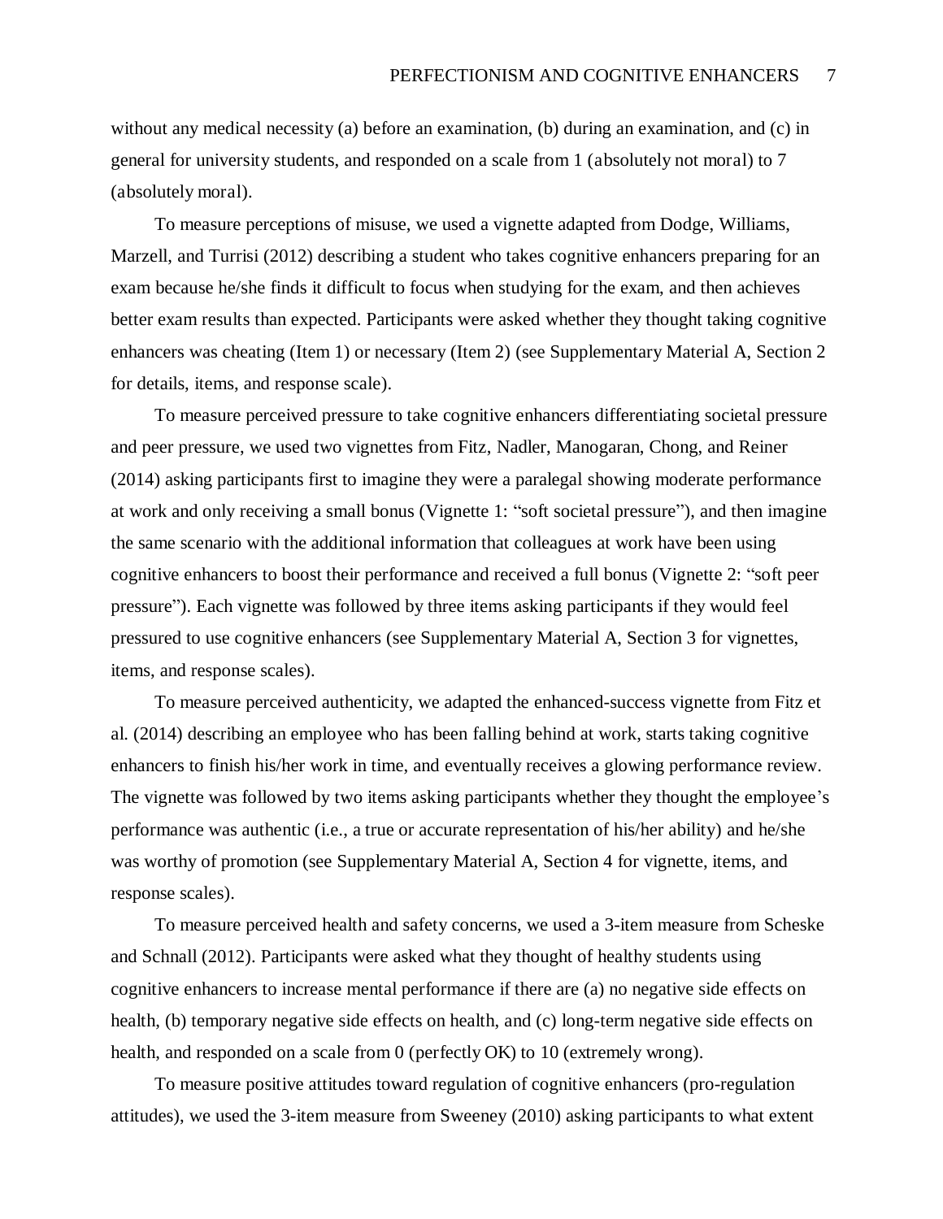without any medical necessity (a) before an examination, (b) during an examination, and (c) in general for university students, and responded on a scale from 1 (absolutely not moral) to 7 (absolutely moral).

To measure perceptions of misuse, we used a vignette adapted from Dodge, Williams, Marzell, and Turrisi (2012) describing a student who takes cognitive enhancers preparing for an exam because he/she finds it difficult to focus when studying for the exam, and then achieves better exam results than expected. Participants were asked whether they thought taking cognitive enhancers was cheating (Item 1) or necessary (Item 2) (see Supplementary Material A, Section 2 for details, items, and response scale).

To measure perceived pressure to take cognitive enhancers differentiating societal pressure and peer pressure, we used two vignettes from Fitz, Nadler, Manogaran, Chong, and Reiner (2014) asking participants first to imagine they were a paralegal showing moderate performance at work and only receiving a small bonus (Vignette 1: "soft societal pressure"), and then imagine the same scenario with the additional information that colleagues at work have been using cognitive enhancers to boost their performance and received a full bonus (Vignette 2: "soft peer pressure"). Each vignette was followed by three items asking participants if they would feel pressured to use cognitive enhancers (see Supplementary Material A, Section 3 for vignettes, items, and response scales).

To measure perceived authenticity, we adapted the enhanced-success vignette from Fitz et al. (2014) describing an employee who has been falling behind at work, starts taking cognitive enhancers to finish his/her work in time, and eventually receives a glowing performance review. The vignette was followed by two items asking participants whether they thought the employee's performance was authentic (i.e., a true or accurate representation of his/her ability) and he/she was worthy of promotion (see Supplementary Material A, Section 4 for vignette, items, and response scales).

To measure perceived health and safety concerns, we used a 3-item measure from Scheske and Schnall (2012). Participants were asked what they thought of healthy students using cognitive enhancers to increase mental performance if there are (a) no negative side effects on health, (b) temporary negative side effects on health, and (c) long-term negative side effects on health, and responded on a scale from 0 (perfectly OK) to 10 (extremely wrong).

To measure positive attitudes toward regulation of cognitive enhancers (pro-regulation attitudes), we used the 3-item measure from Sweeney (2010) asking participants to what extent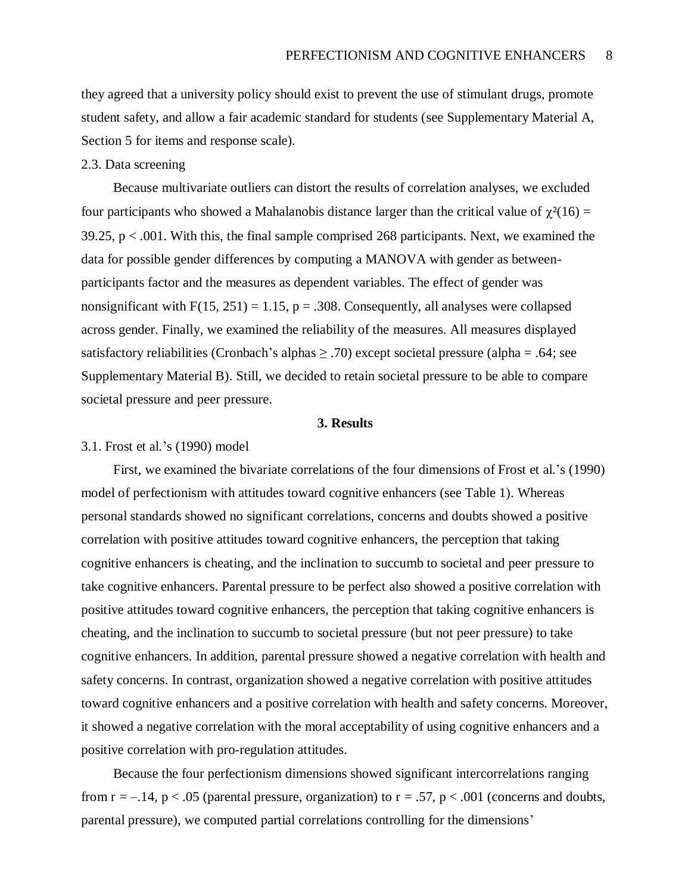they agreed that a university policy should exist to prevent the use of stimulant drugs, promote student safety, and allow a fair academic standard for students (see Supplementary Material A, Section 5 for items and response scale).

2.3. Data screening

Because multivariate outliers can distort the results of correlation analyses, we excluded four participants who showed a Mahalanobis distance larger than the critical value of $\chi^2(16) = 39.25$, $p < .001$. With this, the final sample comprised 268 participants. Next, we examined the data for possible gender differences by computing a MANOVA with gender as between-participants factor and the measures as dependent variables. The effect of gender was nonsignificant with $F(15, 251) = 1.15$, $p = .308$. Consequently, all analyses were collapsed across gender. Finally, we examined the reliability of the measures. All measures displayed satisfactory reliabilities (Cronbach's alphas $\geq .70$) except societal pressure (alpha = .64; see Supplementary Material B). Still, we decided to retain societal pressure to be able to compare societal pressure and peer pressure.

## 3. Results

3.1. Frost et al.'s (1990) model

First, we examined the bivariate correlations of the four dimensions of Frost et al.'s (1990) model of perfectionism with attitudes toward cognitive enhancers (see Table 1). Whereas personal standards showed no significant correlations, concerns and doubts showed a positive correlation with positive attitudes toward cognitive enhancers, the perception that taking cognitive enhancers is cheating, and the inclination to succumb to societal and peer pressure to take cognitive enhancers. Parental pressure to be perfect also showed a positive correlation with positive attitudes toward cognitive enhancers, the perception that taking cognitive enhancers is cheating, and the inclination to succumb to societal pressure (but not peer pressure) to take cognitive enhancers. In addition, parental pressure showed a negative correlation with health and safety concerns. In contrast, organization showed a negative correlation with positive attitudes toward cognitive enhancers and a positive correlation with health and safety concerns. Moreover, it showed a negative correlation with the moral acceptability of using cognitive enhancers and a positive correlation with pro-regulation attitudes.

Because the four perfectionism dimensions showed significant intercorrelations ranging from $r = –.14$, $p < .05$ (parental pressure, organization) to $r = .57$, $p < .001$ (concerns and doubts, parental pressure), we computed partial correlations controlling for the dimensions'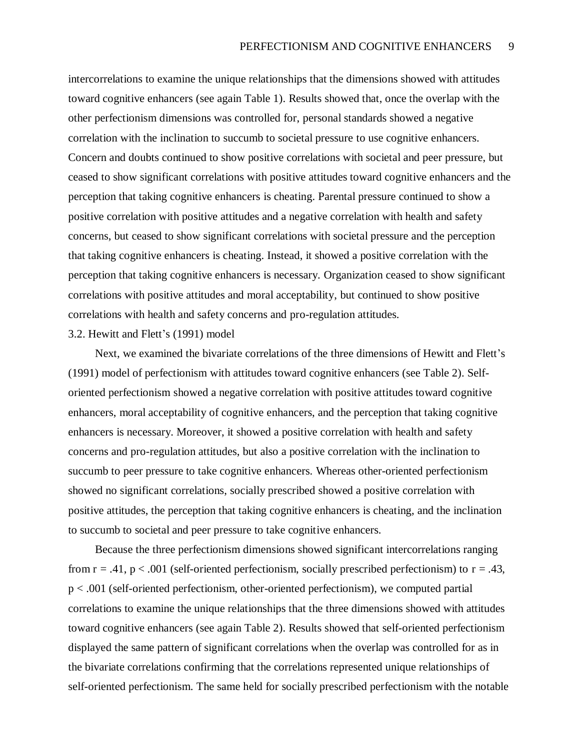intercorrelations to examine the unique relationships that the dimensions showed with attitudes toward cognitive enhancers (see again Table 1). Results showed that, once the overlap with the other perfectionism dimensions was controlled for, personal standards showed a negative correlation with the inclination to succumb to societal pressure to use cognitive enhancers. Concern and doubts continued to show positive correlations with societal and peer pressure, but ceased to show significant correlations with positive attitudes toward cognitive enhancers and the perception that taking cognitive enhancers is cheating. Parental pressure continued to show a positive correlation with positive attitudes and a negative correlation with health and safety concerns, but ceased to show significant correlations with societal pressure and the perception that taking cognitive enhancers is cheating. Instead, it showed a positive correlation with the perception that taking cognitive enhancers is necessary. Organization ceased to show significant correlations with positive attitudes and moral acceptability, but continued to show positive correlations with health and safety concerns and pro-regulation attitudes.

### 3.2. Hewitt and Flett's (1991) model

Next, we examined the bivariate correlations of the three dimensions of Hewitt and Flett's (1991) model of perfectionism with attitudes toward cognitive enhancers (see Table 2). Self-oriented perfectionism showed a negative correlation with positive attitudes toward cognitive enhancers, moral acceptability of cognitive enhancers, and the perception that taking cognitive enhancers is necessary. Moreover, it showed a positive correlation with health and safety concerns and pro-regulation attitudes, but also a positive correlation with the inclination to succumb to peer pressure to take cognitive enhancers. Whereas other-oriented perfectionism showed no significant correlations, socially prescribed showed a positive correlation with positive attitudes, the perception that taking cognitive enhancers is cheating, and the inclination to succumb to societal and peer pressure to take cognitive enhancers.

Because the three perfectionism dimensions showed significant intercorrelations ranging from $r = .41$, $p < .001$ (self-oriented perfectionism, socially prescribed perfectionism) to $r = .43$, $p < .001$ (self-oriented perfectionism, other-oriented perfectionism), we computed partial correlations to examine the unique relationships that the three dimensions showed with attitudes toward cognitive enhancers (see again Table 2). Results showed that self-oriented perfectionism displayed the same pattern of significant correlations when the overlap was controlled for as in the bivariate correlations confirming that the correlations represented unique relationships of self-oriented perfectionism. The same held for socially prescribed perfectionism with the notable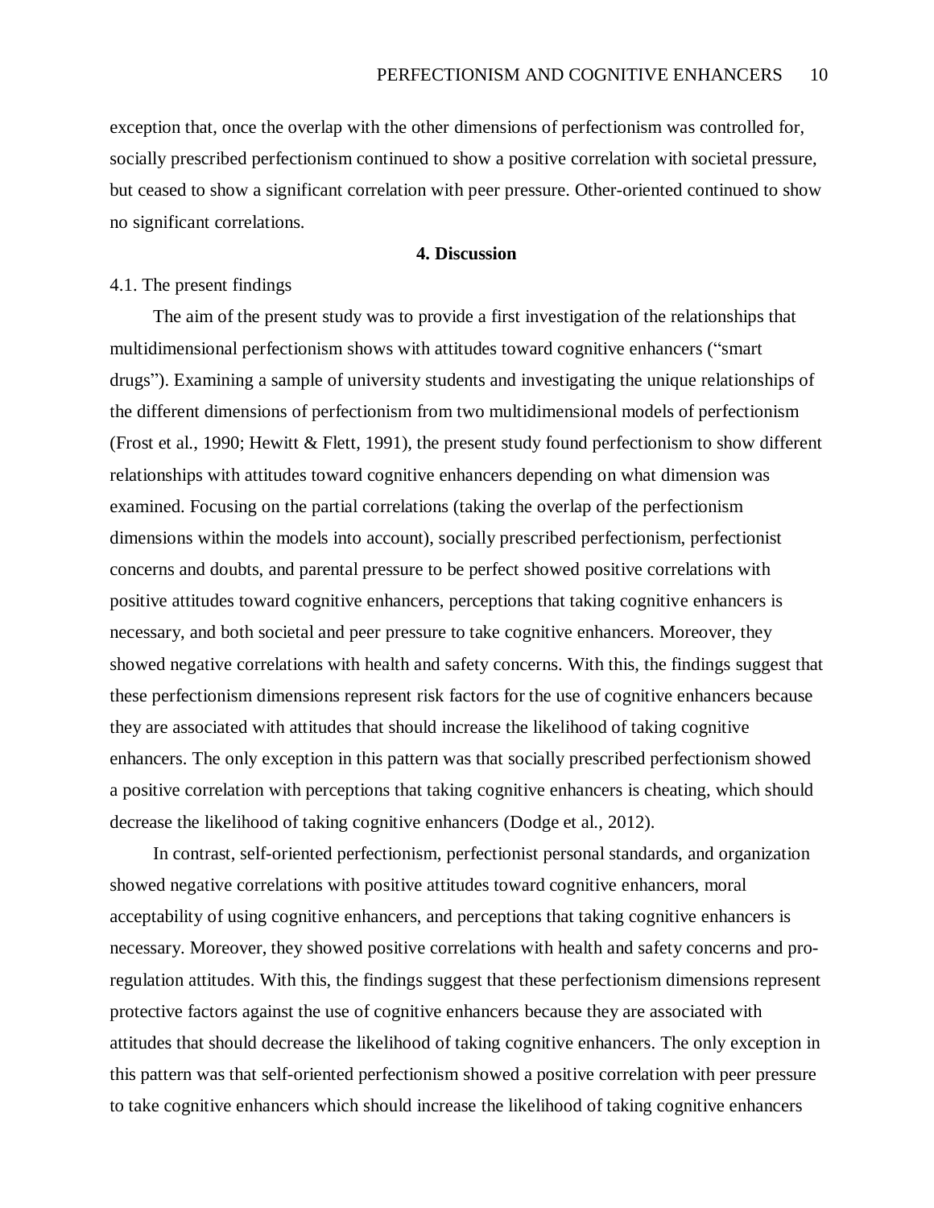exception that, once the overlap with the other dimensions of perfectionism was controlled for, socially prescribed perfectionism continued to show a positive correlation with societal pressure, but ceased to show a significant correlation with peer pressure. Other-oriented continued to show no significant correlations.

## 4. Discussion

### 4.1. The present findings

The aim of the present study was to provide a first investigation of the relationships that multidimensional perfectionism shows with attitudes toward cognitive enhancers ("smart drugs"). Examining a sample of university students and investigating the unique relationships of the different dimensions of perfectionism from two multidimensional models of perfectionism (Frost et al., 1990; Hewitt & Flett, 1991), the present study found perfectionism to show different relationships with attitudes toward cognitive enhancers depending on what dimension was examined. Focusing on the partial correlations (taking the overlap of the perfectionism dimensions within the models into account), socially prescribed perfectionism, perfectionist concerns and doubts, and parental pressure to be perfect showed positive correlations with positive attitudes toward cognitive enhancers, perceptions that taking cognitive enhancers is necessary, and both societal and peer pressure to take cognitive enhancers. Moreover, they showed negative correlations with health and safety concerns. With this, the findings suggest that these perfectionism dimensions represent risk factors for the use of cognitive enhancers because they are associated with attitudes that should increase the likelihood of taking cognitive enhancers. The only exception in this pattern was that socially prescribed perfectionism showed a positive correlation with perceptions that taking cognitive enhancers is cheating, which should decrease the likelihood of taking cognitive enhancers (Dodge et al., 2012).

In contrast, self-oriented perfectionism, perfectionist personal standards, and organization showed negative correlations with positive attitudes toward cognitive enhancers, moral acceptability of using cognitive enhancers, and perceptions that taking cognitive enhancers is necessary. Moreover, they showed positive correlations with health and safety concerns and pro-regulation attitudes. With this, the findings suggest that these perfectionism dimensions represent protective factors against the use of cognitive enhancers because they are associated with attitudes that should decrease the likelihood of taking cognitive enhancers. The only exception in this pattern was that self-oriented perfectionism showed a positive correlation with peer pressure to take cognitive enhancers which should increase the likelihood of taking cognitive enhancers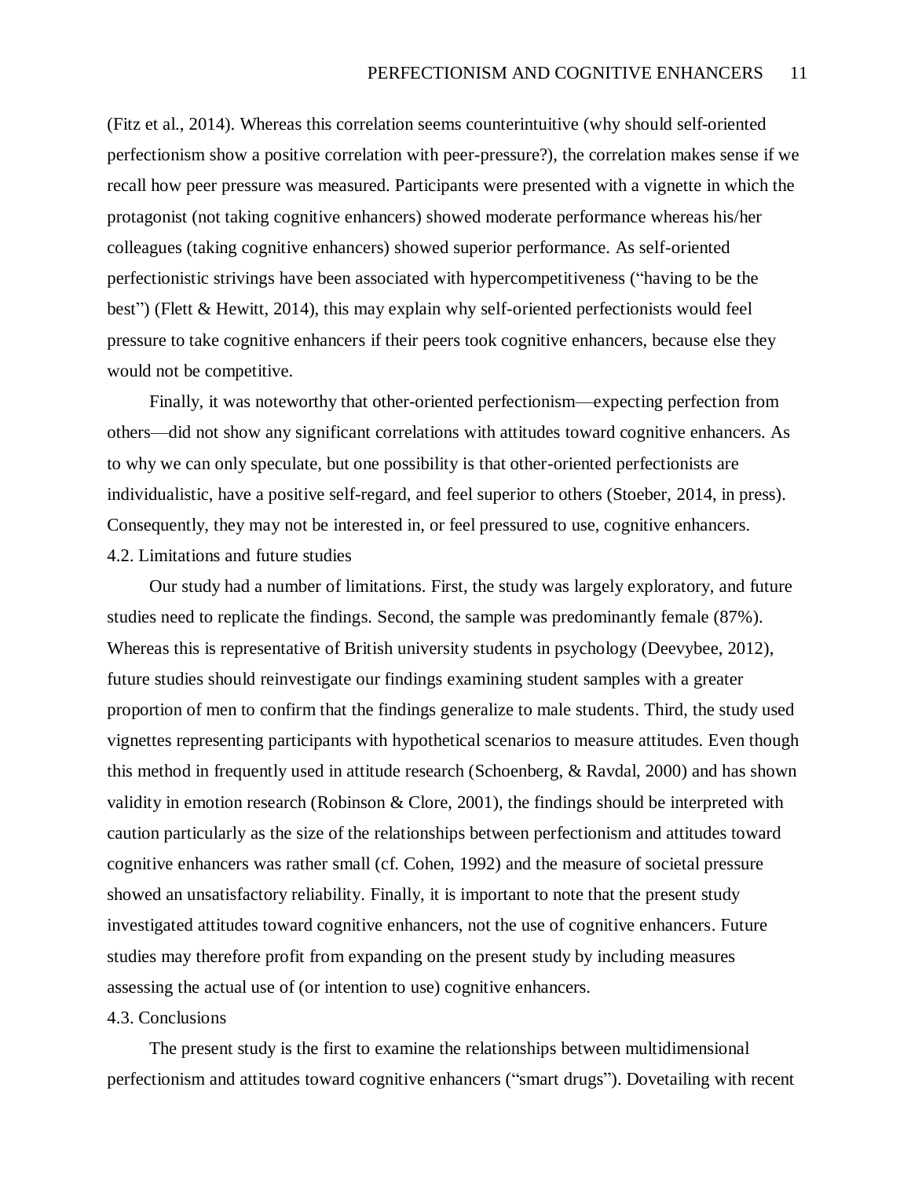(Fitz et al., 2014). Whereas this correlation seems counterintuitive (why should self-oriented perfectionism show a positive correlation with peer-pressure?), the correlation makes sense if we recall how peer pressure was measured. Participants were presented with a vignette in which the protagonist (not taking cognitive enhancers) showed moderate performance whereas his/her colleagues (taking cognitive enhancers) showed superior performance. As self-oriented perfectionistic strivings have been associated with hypercompetitiveness ("having to be the best") (Flett & Hewitt, 2014), this may explain why self-oriented perfectionists would feel pressure to take cognitive enhancers if their peers took cognitive enhancers, because else they would not be competitive.

Finally, it was noteworthy that other-oriented perfectionism—expecting perfection from others—did not show any significant correlations with attitudes toward cognitive enhancers. As to why we can only speculate, but one possibility is that other-oriented perfectionists are individualistic, have a positive self-regard, and feel superior to others (Stoeber, 2014, in press). Consequently, they may not be interested in, or feel pressured to use, cognitive enhancers.

## 4.2. Limitations and future studies

Our study had a number of limitations. First, the study was largely exploratory, and future studies need to replicate the findings. Second, the sample was predominantly female (87%). Whereas this is representative of British university students in psychology (Deevybee, 2012), future studies should reinvestigate our findings examining student samples with a greater proportion of men to confirm that the findings generalize to male students. Third, the study used vignettes representing participants with hypothetical scenarios to measure attitudes. Even though this method in frequently used in attitude research (Schoenberg, & Ravdal, 2000) and has shown validity in emotion research (Robinson & Clore, 2001), the findings should be interpreted with caution particularly as the size of the relationships between perfectionism and attitudes toward cognitive enhancers was rather small (cf. Cohen, 1992) and the measure of societal pressure showed an unsatisfactory reliability. Finally, it is important to note that the present study investigated attitudes toward cognitive enhancers, not the use of cognitive enhancers. Future studies may therefore profit from expanding on the present study by including measures assessing the actual use of (or intention to use) cognitive enhancers.

## 4.3. Conclusions

The present study is the first to examine the relationships between multidimensional perfectionism and attitudes toward cognitive enhancers ("smart drugs"). Dovetailing with recent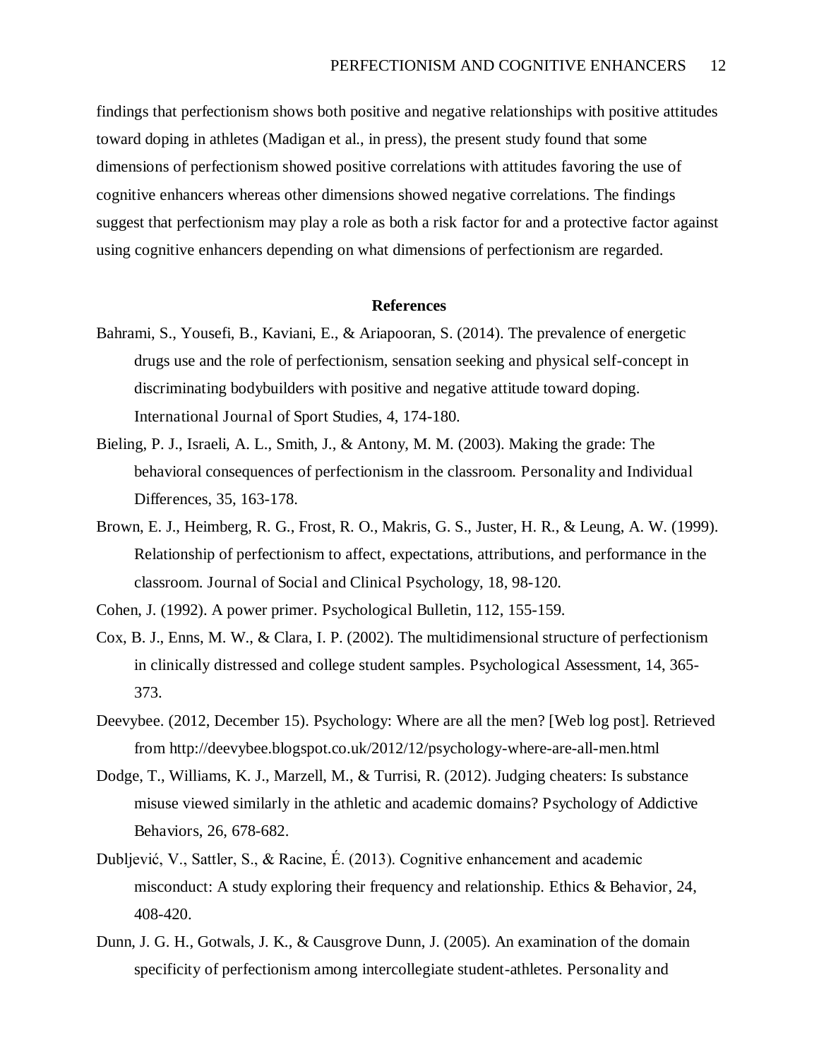findings that perfectionism shows both positive and negative relationships with positive attitudes toward doping in athletes (Madigan et al., in press), the present study found that some dimensions of perfectionism showed positive correlations with attitudes favoring the use of cognitive enhancers whereas other dimensions showed negative correlations. The findings suggest that perfectionism may play a role as both a risk factor for and a protective factor against using cognitive enhancers depending on what dimensions of perfectionism are regarded.

## References

Bahrami, S., Yousefi, B., Kaviani, E., & Ariapooran, S. (2014). The prevalence of energetic drugs use and the role of perfectionism, sensation seeking and physical self-concept in discriminating bodybuilders with positive and negative attitude toward doping. International Journal of Sport Studies, 4, 174-180.

Bieling, P. J., Israeli, A. L., Smith, J., & Antony, M. M. (2003). Making the grade: The behavioral consequences of perfectionism in the classroom. Personality and Individual Differences, 35, 163-178.

Brown, E. J., Heimberg, R. G., Frost, R. O., Makris, G. S., Juster, H. R., & Leung, A. W. (1999). Relationship of perfectionism to affect, expectations, attributions, and performance in the classroom. Journal of Social and Clinical Psychology, 18, 98-120.

Cohen, J. (1992). A power primer. Psychological Bulletin, 112, 155-159.

Cox, B. J., Enns, M. W., & Clara, I. P. (2002). The multidimensional structure of perfectionism in clinically distressed and college student samples. Psychological Assessment, 14, 365-373.

Deevybee. (2012, December 15). Psychology: Where are all the men? [Web log post]. Retrieved from http://deevybee.blogspot.co.uk/2012/12/psychology-where-are-all-men.html

Dodge, T., Williams, K. J., Marzell, M., & Turrisi, R. (2012). Judging cheaters: Is substance misuse viewed similarly in the athletic and academic domains? Psychology of Addictive Behaviors, 26, 678-682.

Dubljević, V., Sattler, S., & Racine, É. (2013). Cognitive enhancement and academic misconduct: A study exploring their frequency and relationship. Ethics & Behavior, 24, 408-420.

Dunn, J. G. H., Gotwals, J. K., & Causgrove Dunn, J. (2005). An examination of the domain specificity of perfectionism among intercollegiate student-athletes. Personality and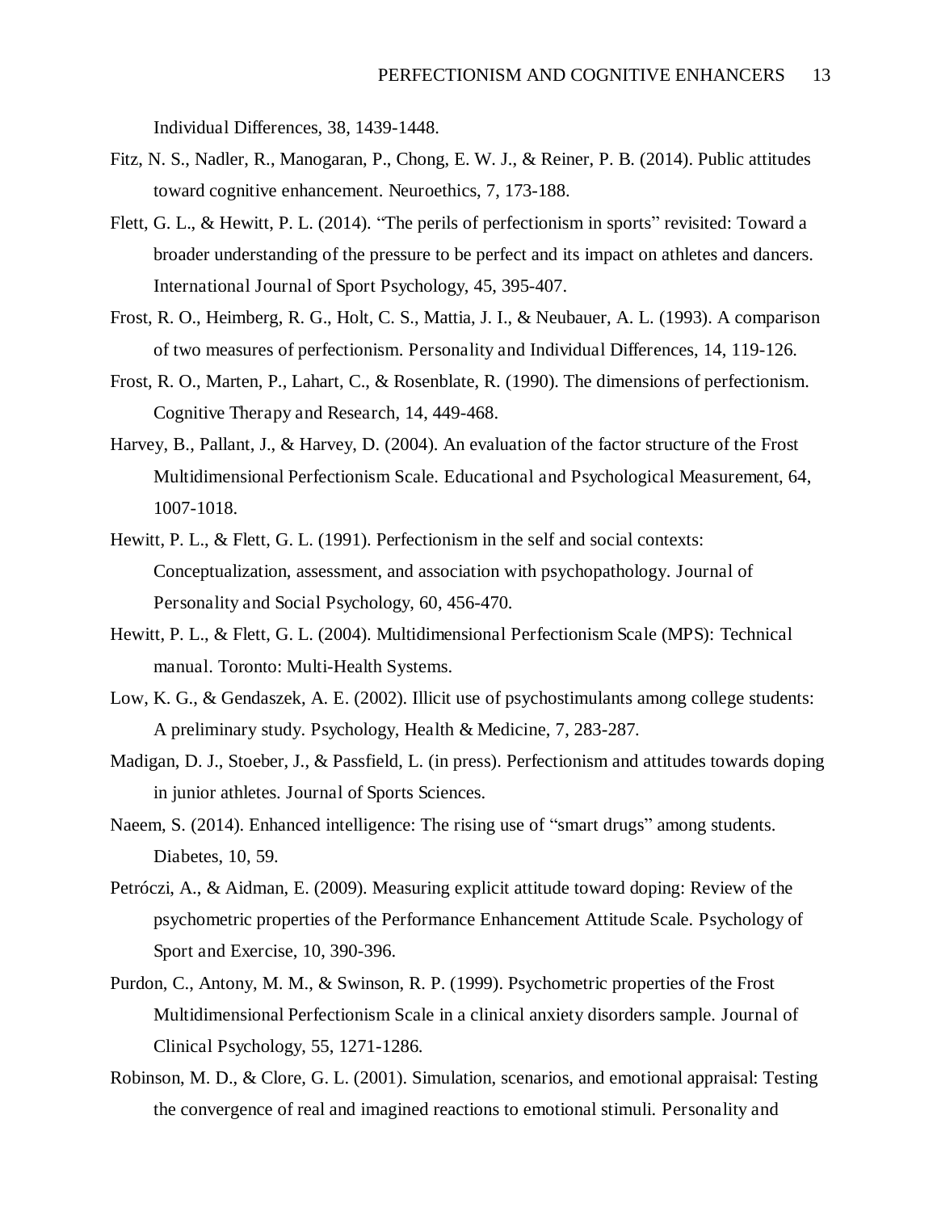Individual Differences, 38, 1439-1448.

Fitz, N. S., Nadler, R., Manogaran, P., Chong, E. W. J., & Reiner, P. B. (2014). Public attitudes toward cognitive enhancement. Neuroethics, 7, 173-188.

Flett, G. L., & Hewitt, P. L. (2014). "The perils of perfectionism in sports" revisited: Toward a broader understanding of the pressure to be perfect and its impact on athletes and dancers. International Journal of Sport Psychology, 45, 395-407.

Frost, R. O., Heimberg, R. G., Holt, C. S., Mattia, J. I., & Neubauer, A. L. (1993). A comparison of two measures of perfectionism. Personality and Individual Differences, 14, 119-126.

Frost, R. O., Marten, P., Lahart, C., & Rosenblate, R. (1990). The dimensions of perfectionism. Cognitive Therapy and Research, 14, 449-468.

Harvey, B., Pallant, J., & Harvey, D. (2004). An evaluation of the factor structure of the Frost Multidimensional Perfectionism Scale. Educational and Psychological Measurement, 64, 1007-1018.

Hewitt, P. L., & Flett, G. L. (1991). Perfectionism in the self and social contexts: Conceptualization, assessment, and association with psychopathology. Journal of Personality and Social Psychology, 60, 456-470.

Hewitt, P. L., & Flett, G. L. (2004). Multidimensional Perfectionism Scale (MPS): Technical manual. Toronto: Multi-Health Systems.

Low, K. G., & Gendaszek, A. E. (2002). Illicit use of psychostimulants among college students: A preliminary study. Psychology, Health & Medicine, 7, 283-287.

Madigan, D. J., Stoeber, J., & Passfield, L. (in press). Perfectionism and attitudes towards doping in junior athletes. Journal of Sports Sciences.

Naeem, S. (2014). Enhanced intelligence: The rising use of "smart drugs" among students. Diabetes, 10, 59.

Petróczi, A., & Aidman, E. (2009). Measuring explicit attitude toward doping: Review of the psychometric properties of the Performance Enhancement Attitude Scale. Psychology of Sport and Exercise, 10, 390-396.

Purdon, C., Antony, M. M., & Swinson, R. P. (1999). Psychometric properties of the Frost Multidimensional Perfectionism Scale in a clinical anxiety disorders sample. Journal of Clinical Psychology, 55, 1271-1286.

Robinson, M. D., & Clore, G. L. (2001). Simulation, scenarios, and emotional appraisal: Testing the convergence of real and imagined reactions to emotional stimuli. Personality and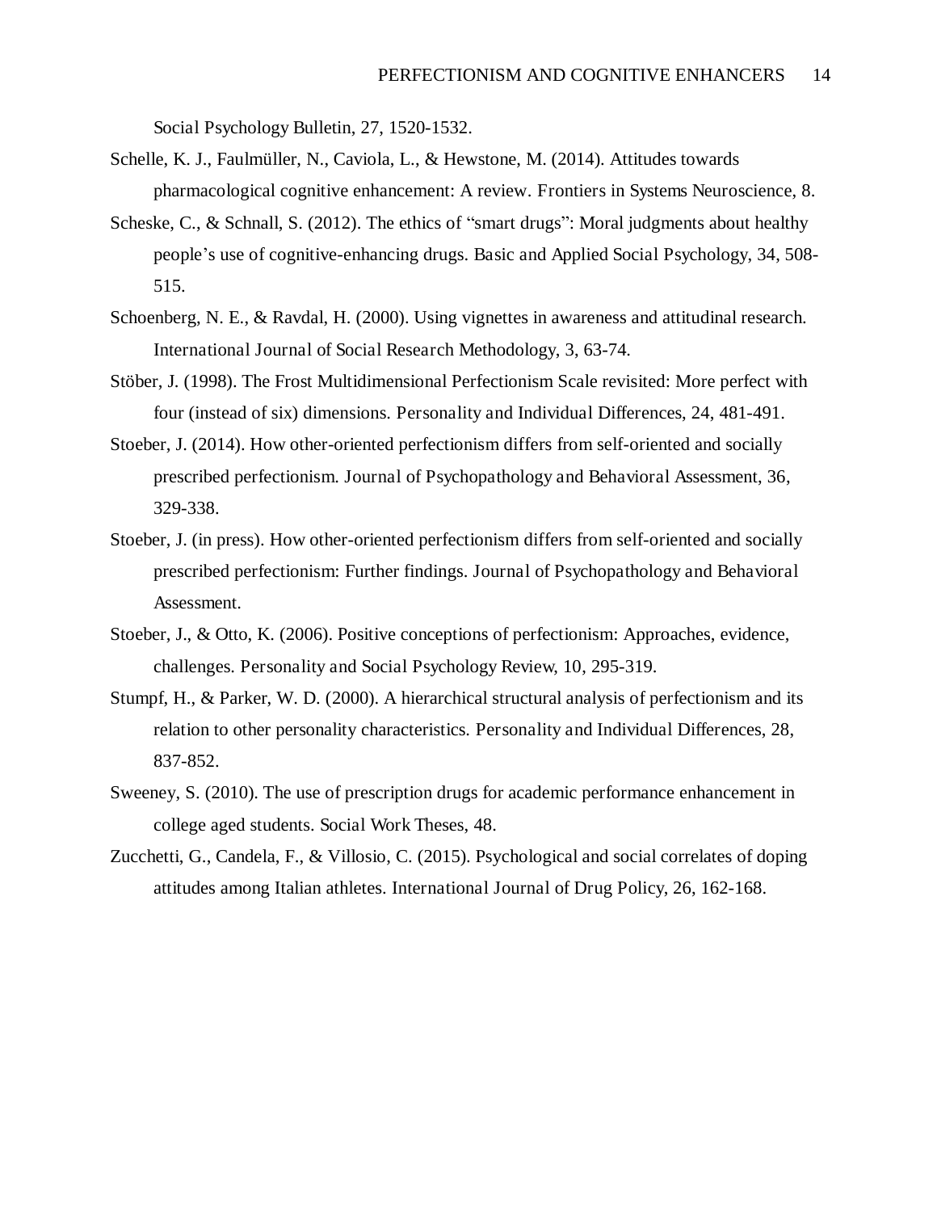Social Psychology Bulletin, 27, 1520-1532.

Schelle, K. J., Faulmüller, N., Caviola, L., & Hewstone, M. (2014). Attitudes towards pharmacological cognitive enhancement: A review. Frontiers in Systems Neuroscience, 8.

Scheske, C., & Schnall, S. (2012). The ethics of "smart drugs": Moral judgments about healthy people's use of cognitive-enhancing drugs. Basic and Applied Social Psychology, 34, 508-515.

Schoenberg, N. E., & Ravdal, H. (2000). Using vignettes in awareness and attitudinal research. International Journal of Social Research Methodology, 3, 63-74.

Stöber, J. (1998). The Frost Multidimensional Perfectionism Scale revisited: More perfect with four (instead of six) dimensions. Personality and Individual Differences, 24, 481-491.

Stoeber, J. (2014). How other-oriented perfectionism differs from self-oriented and socially prescribed perfectionism. Journal of Psychopathology and Behavioral Assessment, 36, 329-338.

Stoeber, J. (in press). How other-oriented perfectionism differs from self-oriented and socially prescribed perfectionism: Further findings. Journal of Psychopathology and Behavioral Assessment.

Stoeber, J., & Otto, K. (2006). Positive conceptions of perfectionism: Approaches, evidence, challenges. Personality and Social Psychology Review, 10, 295-319.

Stumpf, H., & Parker, W. D. (2000). A hierarchical structural analysis of perfectionism and its relation to other personality characteristics. Personality and Individual Differences, 28, 837-852.

Sweeney, S. (2010). The use of prescription drugs for academic performance enhancement in college aged students. Social Work Theses, 48.

Zucchetti, G., Candela, F., & Villosio, C. (2015). Psychological and social correlates of doping attitudes among Italian athletes. International Journal of Drug Policy, 26, 162-168.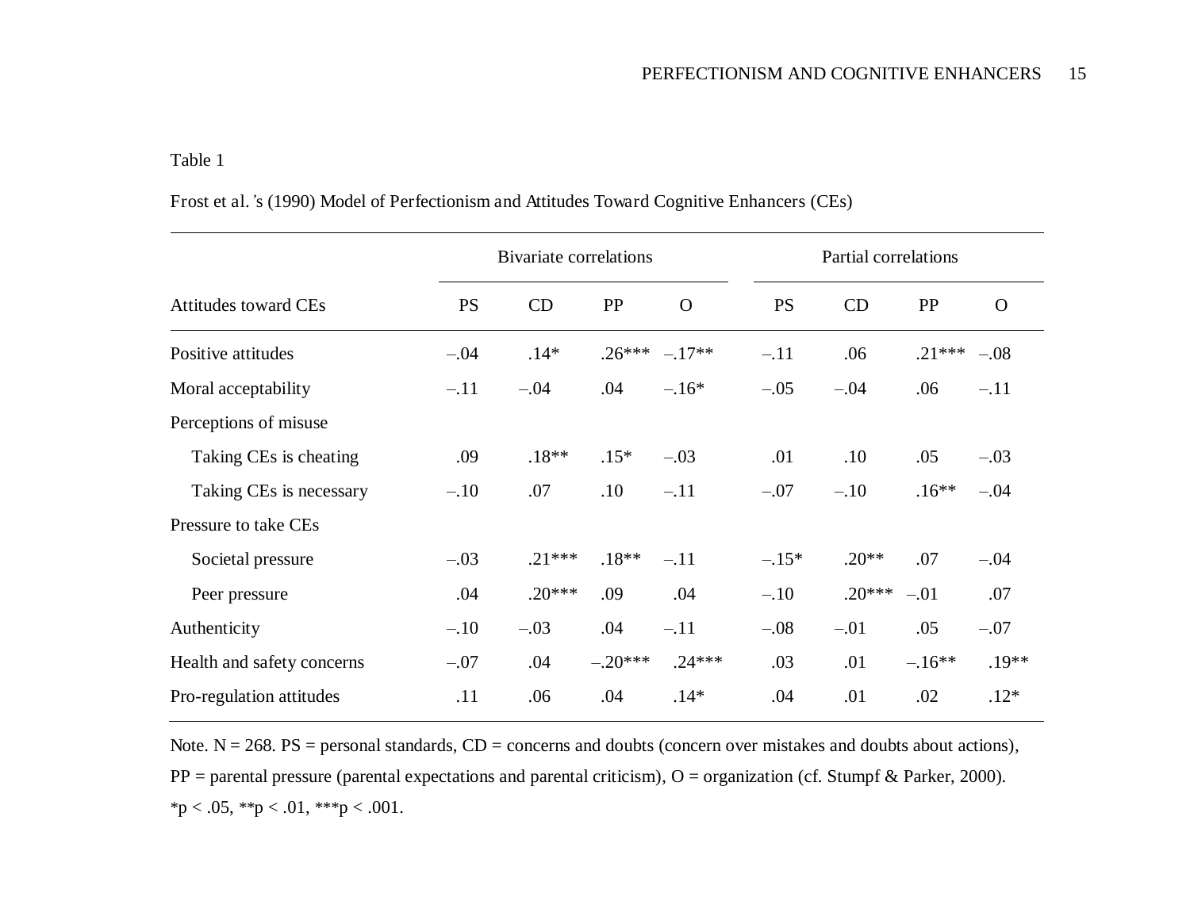Table 1

Frost et al.'s (1990) Model of Perfectionism and Attitudes Toward Cognitive Enhancers (CEs)

| | Bivariate correlations | | | | Partial correlations | | | |
|---|---|---|---|---|---|---|---|---|
| Attitudes toward CEs | PS | CD | PP | O | PS | CD | PP | O |
| Positive attitudes | –.04 | .14* | .26*** | –.17** | –.11 | .06 | .21*** | –.08 |
| Moral acceptability | –.11 | –.04 | .04 | –.16* | –.05 | –.04 | .06 | –.11 |
| Perceptions of misuse | | | | | | | | |
| Taking CEs is cheating | .09 | .18** | .15* | –.03 | .01 | .10 | .05 | –.03 |
| Taking CEs is necessary | –.10 | .07 | .10 | –.11 | –.07 | –.10 | .16** | –.04 |
| Pressure to take CEs | | | | | | | | |
| Societal pressure | –.03 | .21*** | .18** | –.11 | –.15* | .20** | .07 | –.04 |
| Peer pressure | .04 | .20*** | .09 | .04 | –.10 | .20*** | –.01 | .07 |
| Authenticity | –.10 | –.03 | .04 | –.11 | –.08 | –.01 | .05 | –.07 |
| Health and safety concerns | –.07 | .04 | –.20*** | .24*** | .03 | .01 | –.16** | .19** |
| Pro-regulation attitudes | .11 | .06 | .04 | .14* | .04 | .01 | .02 | .12* |

Note. N = 268. PS = personal standards, CD = concerns and doubts (concern over mistakes and doubts about actions), PP = parental pressure (parental expectations and parental criticism), O = organization (cf. Stumpf & Parker, 2000).
*p < .05, **p < .01, ***p < .001.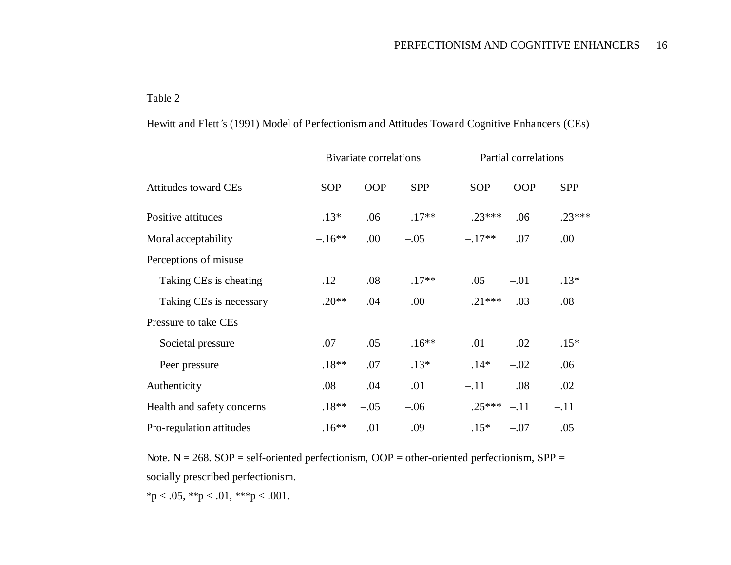Table 2

Hewitt and Flett's (1991) Model of Perfectionism and Attitudes Toward Cognitive Enhancers (CEs)

| | Bivariate correlations | | | Partial correlations | | |
|---|---|---|---|---|---|---|
| Attitudes toward CEs | SOP | OOP | SPP | SOP | OOP | SPP |
| Positive attitudes | –.13* | .06 | .17** | –.23*** | .06 | .23*** |
| Moral acceptability | –.16** | .00 | –.05 | –.17** | .07 | .00 |
| Perceptions of misuse | | | | | | |
| Taking CEs is cheating | .12 | .08 | .17** | .05 | –.01 | .13* |
| Taking CEs is necessary | –.20** | –.04 | .00 | –.21*** | .03 | .08 |
| Pressure to take CEs | | | | | | |
| Societal pressure | .07 | .05 | .16** | .01 | –.02 | .15* |
| Peer pressure | .18** | .07 | .13* | .14* | –.02 | .06 |
| Authenticity | .08 | .04 | .01 | –.11 | .08 | .02 |
| Health and safety concerns | .18** | –.05 | –.06 | .25*** | –.11 | –.11 |
| Pro-regulation attitudes | .16** | .01 | .09 | .15* | –.07 | .05 |

Note. N = 268. SOP = self-oriented perfectionism, OOP = other-oriented perfectionism, SPP = socially prescribed perfectionism.

*$p < .05$, **$p < .01$, ***$p < .001$.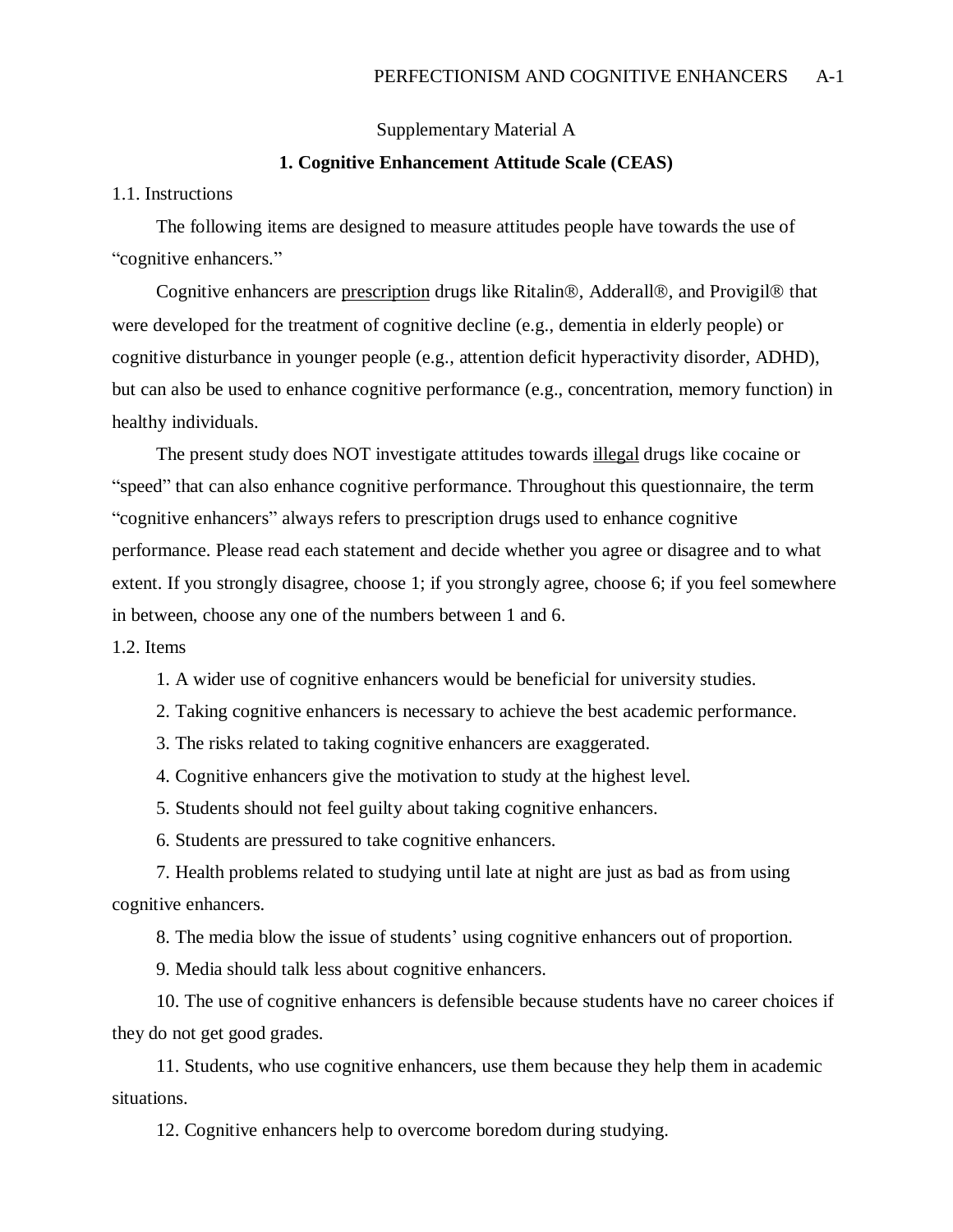Supplementary Material A

## 1. Cognitive Enhancement Attitude Scale (CEAS)

1.1. Instructions

The following items are designed to measure attitudes people have towards the use of "cognitive enhancers."

Cognitive enhancers are prescription drugs like Ritalin®, Adderall®, and Provigil® that were developed for the treatment of cognitive decline (e.g., dementia in elderly people) or cognitive disturbance in younger people (e.g., attention deficit hyperactivity disorder, ADHD), but can also be used to enhance cognitive performance (e.g., concentration, memory function) in healthy individuals.

The present study does NOT investigate attitudes towards illegal drugs like cocaine or "speed" that can also enhance cognitive performance. Throughout this questionnaire, the term "cognitive enhancers" always refers to prescription drugs used to enhance cognitive performance. Please read each statement and decide whether you agree or disagree and to what extent. If you strongly disagree, choose 1; if you strongly agree, choose 6; if you feel somewhere in between, choose any one of the numbers between 1 and 6.

1.2. Items

1. A wider use of cognitive enhancers would be beneficial for university studies.
2. Taking cognitive enhancers is necessary to achieve the best academic performance.
3. The risks related to taking cognitive enhancers are exaggerated.
4. Cognitive enhancers give the motivation to study at the highest level.
5. Students should not feel guilty about taking cognitive enhancers.
6. Students are pressured to take cognitive enhancers.
7. Health problems related to studying until late at night are just as bad as from using cognitive enhancers.
8. The media blow the issue of students' using cognitive enhancers out of proportion.
9. Media should talk less about cognitive enhancers.
10. The use of cognitive enhancers is defensible because students have no career choices if they do not get good grades.
11. Students, who use cognitive enhancers, use them because they help them in academic situations.
12. Cognitive enhancers help to overcome boredom during studying.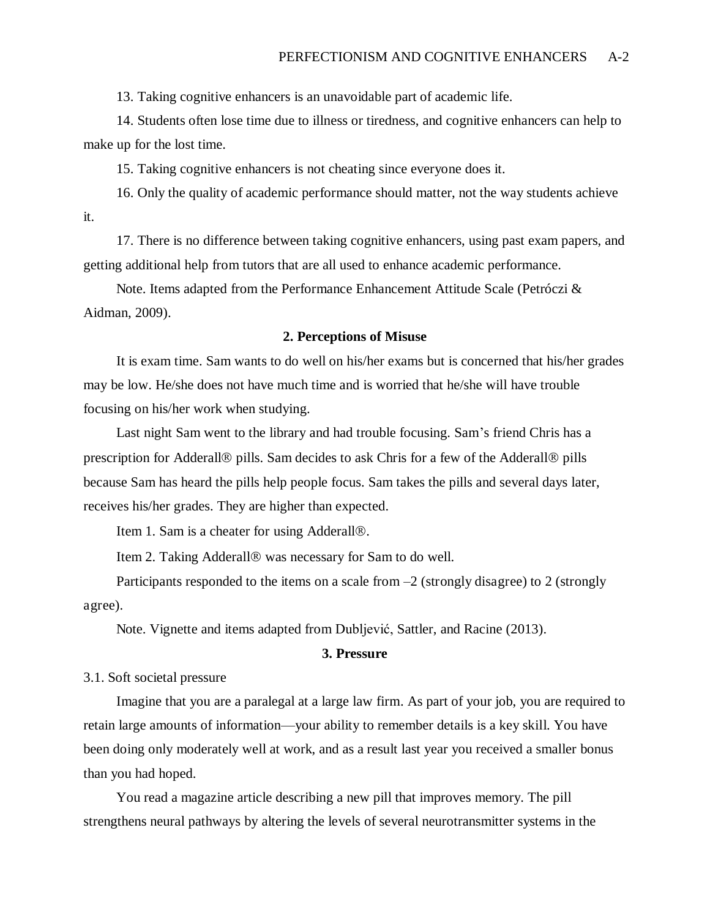13. Taking cognitive enhancers is an unavoidable part of academic life.

14. Students often lose time due to illness or tiredness, and cognitive enhancers can help to make up for the lost time.

15. Taking cognitive enhancers is not cheating since everyone does it.

16. Only the quality of academic performance should matter, not the way students achieve it.

17. There is no difference between taking cognitive enhancers, using past exam papers, and getting additional help from tutors that are all used to enhance academic performance.

Note. Items adapted from the Performance Enhancement Attitude Scale (Petróczi & Aidman, 2009).

**2. Perceptions of Misuse**

It is exam time. Sam wants to do well on his/her exams but is concerned that his/her grades may be low. He/she does not have much time and is worried that he/she will have trouble focusing on his/her work when studying.

Last night Sam went to the library and had trouble focusing. Sam's friend Chris has a prescription for Adderall® pills. Sam decides to ask Chris for a few of the Adderall® pills because Sam has heard the pills help people focus. Sam takes the pills and several days later, receives his/her grades. They are higher than expected.

Item 1. Sam is a cheater for using Adderall®.

Item 2. Taking Adderall® was necessary for Sam to do well.

Participants responded to the items on a scale from –2 (strongly disagree) to 2 (strongly agree).

Note. Vignette and items adapted from Dubljević, Sattler, and Racine (2013).

**3. Pressure**

3.1. Soft societal pressure

Imagine that you are a paralegal at a large law firm. As part of your job, you are required to retain large amounts of information—your ability to remember details is a key skill. You have been doing only moderately well at work, and as a result last year you received a smaller bonus than you had hoped.

You read a magazine article describing a new pill that improves memory. The pill strengthens neural pathways by altering the levels of several neurotransmitter systems in the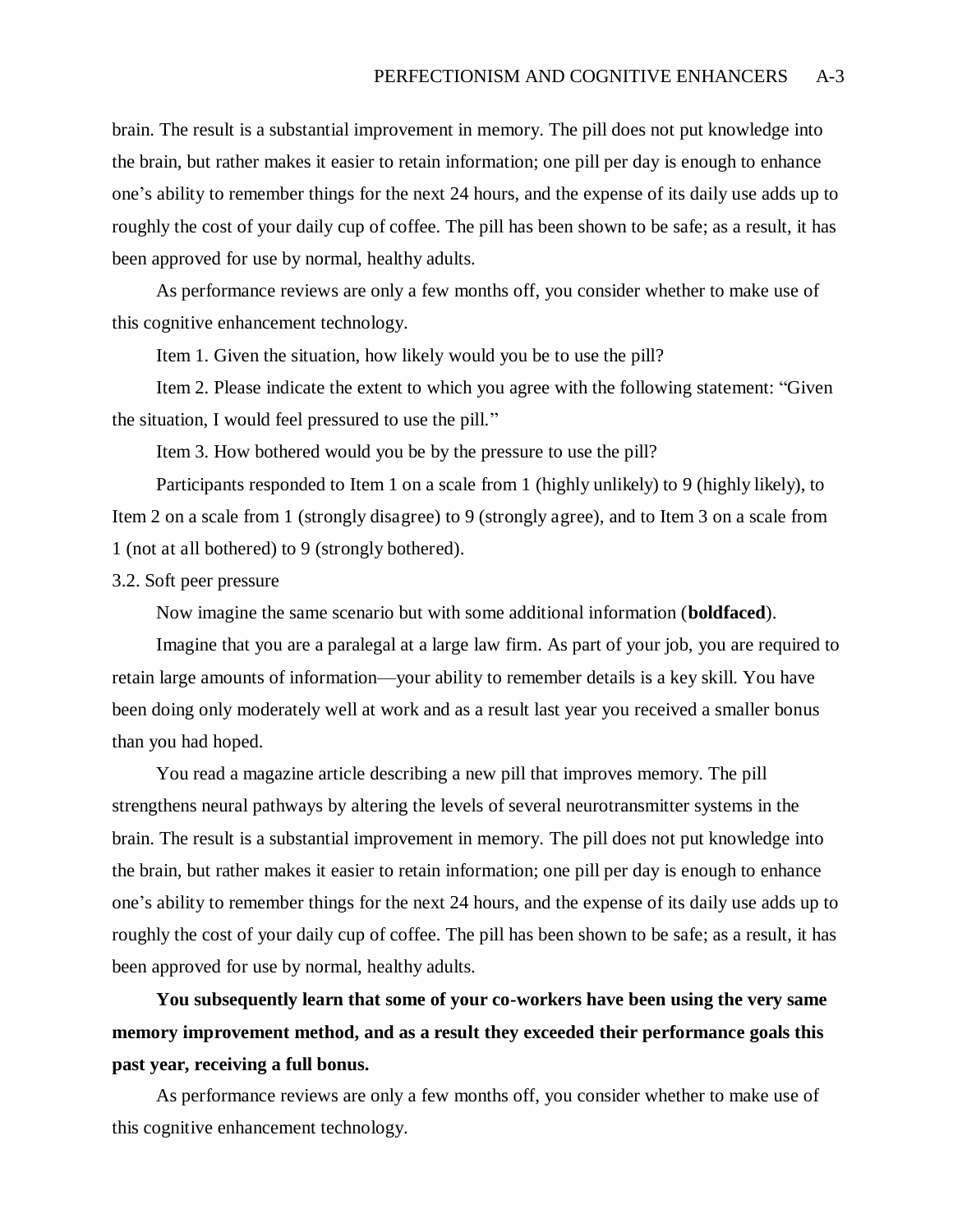brain. The result is a substantial improvement in memory. The pill does not put knowledge into the brain, but rather makes it easier to retain information; one pill per day is enough to enhance one's ability to remember things for the next 24 hours, and the expense of its daily use adds up to roughly the cost of your daily cup of coffee. The pill has been shown to be safe; as a result, it has been approved for use by normal, healthy adults.

As performance reviews are only a few months off, you consider whether to make use of this cognitive enhancement technology.

Item 1. Given the situation, how likely would you be to use the pill?

Item 2. Please indicate the extent to which you agree with the following statement: "Given the situation, I would feel pressured to use the pill."

Item 3. How bothered would you be by the pressure to use the pill?

Participants responded to Item 1 on a scale from 1 (highly unlikely) to 9 (highly likely), to Item 2 on a scale from 1 (strongly disagree) to 9 (strongly agree), and to Item 3 on a scale from 1 (not at all bothered) to 9 (strongly bothered).

3.2. Soft peer pressure

Now imagine the same scenario but with some additional information (**boldfaced**).

Imagine that you are a paralegal at a large law firm. As part of your job, you are required to retain large amounts of information—your ability to remember details is a key skill. You have been doing only moderately well at work and as a result last year you received a smaller bonus than you had hoped.

You read a magazine article describing a new pill that improves memory. The pill strengthens neural pathways by altering the levels of several neurotransmitter systems in the brain. The result is a substantial improvement in memory. The pill does not put knowledge into the brain, but rather makes it easier to retain information; one pill per day is enough to enhance one's ability to remember things for the next 24 hours, and the expense of its daily use adds up to roughly the cost of your daily cup of coffee. The pill has been shown to be safe; as a result, it has been approved for use by normal, healthy adults.

**You subsequently learn that some of your co-workers have been using the very same memory improvement method, and as a result they exceeded their performance goals this past year, receiving a full bonus.**

As performance reviews are only a few months off, you consider whether to make use of this cognitive enhancement technology.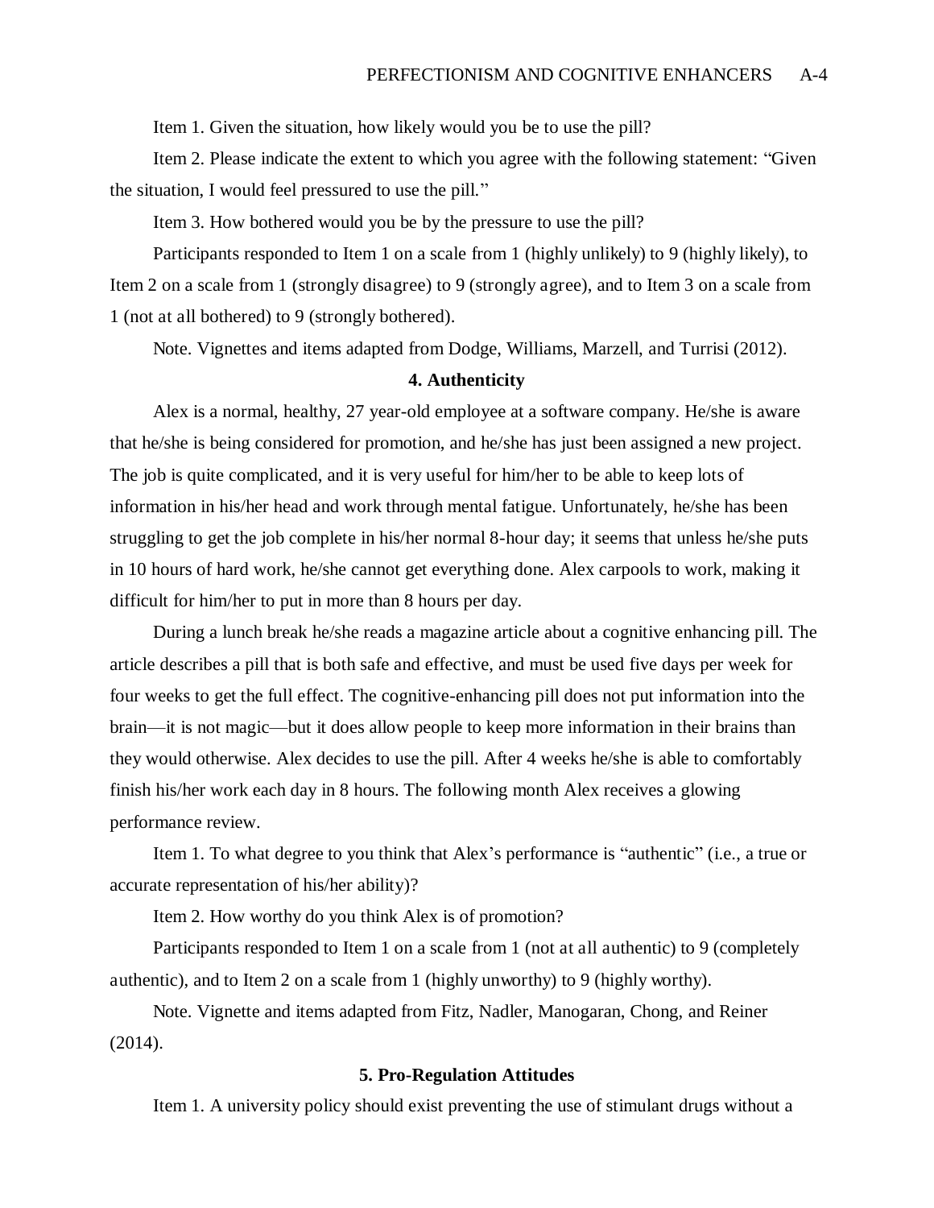Item 1. Given the situation, how likely would you be to use the pill?

Item 2. Please indicate the extent to which you agree with the following statement: "Given the situation, I would feel pressured to use the pill."

Item 3. How bothered would you be by the pressure to use the pill?

Participants responded to Item 1 on a scale from 1 (highly unlikely) to 9 (highly likely), to Item 2 on a scale from 1 (strongly disagree) to 9 (strongly agree), and to Item 3 on a scale from 1 (not at all bothered) to 9 (strongly bothered).

Note. Vignettes and items adapted from Dodge, Williams, Marzell, and Turrisi (2012).

**4. Authenticity**

Alex is a normal, healthy, 27 year-old employee at a software company. He/she is aware that he/she is being considered for promotion, and he/she has just been assigned a new project. The job is quite complicated, and it is very useful for him/her to be able to keep lots of information in his/her head and work through mental fatigue. Unfortunately, he/she has been struggling to get the job complete in his/her normal 8-hour day; it seems that unless he/she puts in 10 hours of hard work, he/she cannot get everything done. Alex carpools to work, making it difficult for him/her to put in more than 8 hours per day.

During a lunch break he/she reads a magazine article about a cognitive enhancing pill. The article describes a pill that is both safe and effective, and must be used five days per week for four weeks to get the full effect. The cognitive-enhancing pill does not put information into the brain—it is not magic—but it does allow people to keep more information in their brains than they would otherwise. Alex decides to use the pill. After 4 weeks he/she is able to comfortably finish his/her work each day in 8 hours. The following month Alex receives a glowing performance review.

Item 1. To what degree to you think that Alex's performance is "authentic" (i.e., a true or accurate representation of his/her ability)?

Item 2. How worthy do you think Alex is of promotion?

Participants responded to Item 1 on a scale from 1 (not at all authentic) to 9 (completely authentic), and to Item 2 on a scale from 1 (highly unworthy) to 9 (highly worthy).

Note. Vignette and items adapted from Fitz, Nadler, Manogaran, Chong, and Reiner (2014).

**5. Pro-Regulation Attitudes**

Item 1. A university policy should exist preventing the use of stimulant drugs without a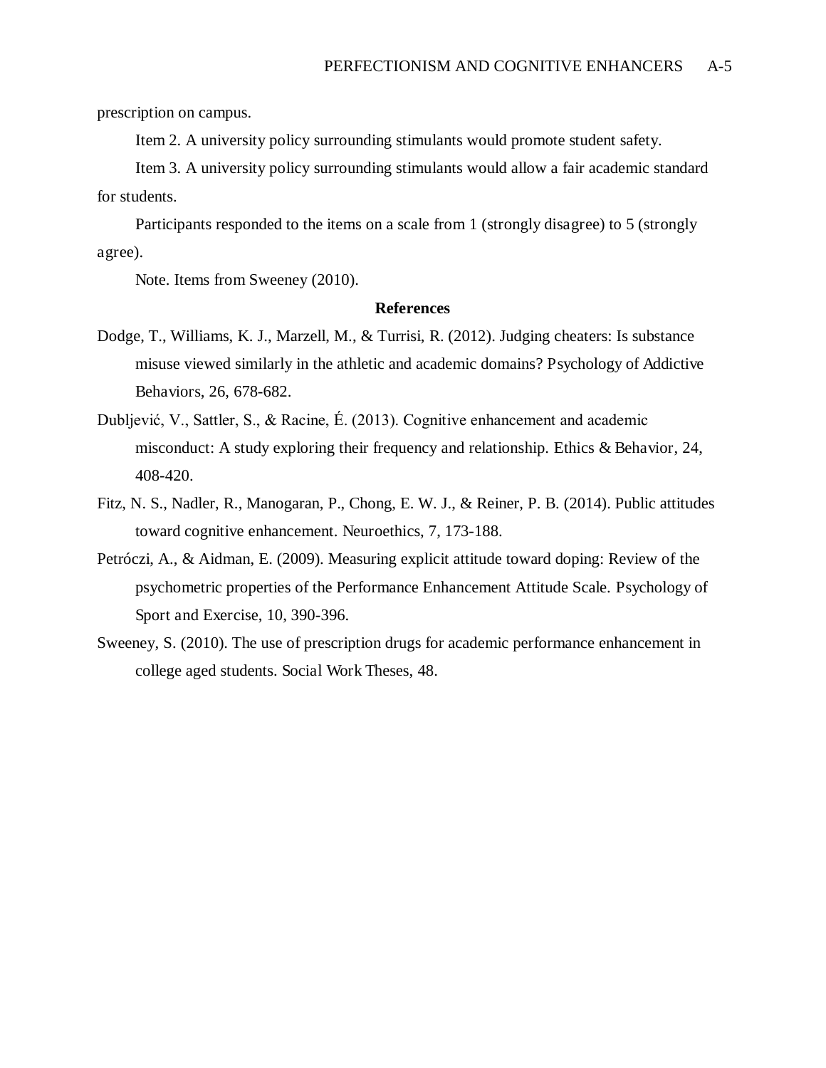prescription on campus.

Item 2. A university policy surrounding stimulants would promote student safety.

Item 3. A university policy surrounding stimulants would allow a fair academic standard for students.

Participants responded to the items on a scale from 1 (strongly disagree) to 5 (strongly agree).

Note. Items from Sweeney (2010).

**References**

Dodge, T., Williams, K. J., Marzell, M., & Turrisi, R. (2012). Judging cheaters: Is substance misuse viewed similarly in the athletic and academic domains? Psychology of Addictive Behaviors, 26, 678-682.

Dubljević, V., Sattler, S., & Racine, É. (2013). Cognitive enhancement and academic misconduct: A study exploring their frequency and relationship. Ethics & Behavior, 24, 408-420.

Fitz, N. S., Nadler, R., Manogaran, P., Chong, E. W. J., & Reiner, P. B. (2014). Public attitudes toward cognitive enhancement. Neuroethics, 7, 173-188.

Petróczi, A., & Aidman, E. (2009). Measuring explicit attitude toward doping: Review of the psychometric properties of the Performance Enhancement Attitude Scale. Psychology of Sport and Exercise, 10, 390-396.

Sweeney, S. (2010). The use of prescription drugs for academic performance enhancement in college aged students. Social Work Theses, 48.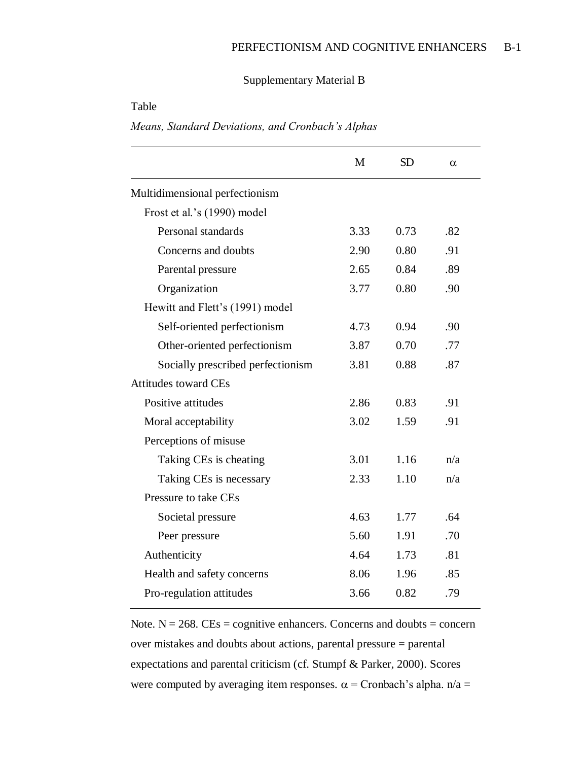Supplementary Material B

Table

*Means, Standard Deviations, and Cronbach's Alphas*

| | M | SD | α |
|---|---|---|---|
| Multidimensional perfectionism | | | |
| Frost et al.'s (1990) model | | | |
| Personal standards | 3.33 | 0.73 | .82 |
| Concerns and doubts | 2.90 | 0.80 | .91 |
| Parental pressure | 2.65 | 0.84 | .89 |
| Organization | 3.77 | 0.80 | .90 |
| Hewitt and Flett's (1991) model | | | |
| Self-oriented perfectionism | 4.73 | 0.94 | .90 |
| Other-oriented perfectionism | 3.87 | 0.70 | .77 |
| Socially prescribed perfectionism | 3.81 | 0.88 | .87 |
| Attitudes toward CEs | | | |
| Positive attitudes | 2.86 | 0.83 | .91 |
| Moral acceptability | 3.02 | 1.59 | .91 |
| Perceptions of misuse | | | |
| Taking CEs is cheating | 3.01 | 1.16 | n/a |
| Taking CEs is necessary | 2.33 | 1.10 | n/a |
| Pressure to take CEs | | | |
| Societal pressure | 4.63 | 1.77 | .64 |
| Peer pressure | 5.60 | 1.91 | .70 |
| Authenticity | 4.64 | 1.73 | .81 |
| Health and safety concerns | 8.06 | 1.96 | .85 |
| Pro-regulation attitudes | 3.66 | 0.82 | .79 |

Note. N = 268. CEs = cognitive enhancers. Concerns and doubts = concern over mistakes and doubts about actions, parental pressure = parental expectations and parental criticism (cf. Stumpf & Parker, 2000). Scores were computed by averaging item responses. α = Cronbach's alpha. n/a =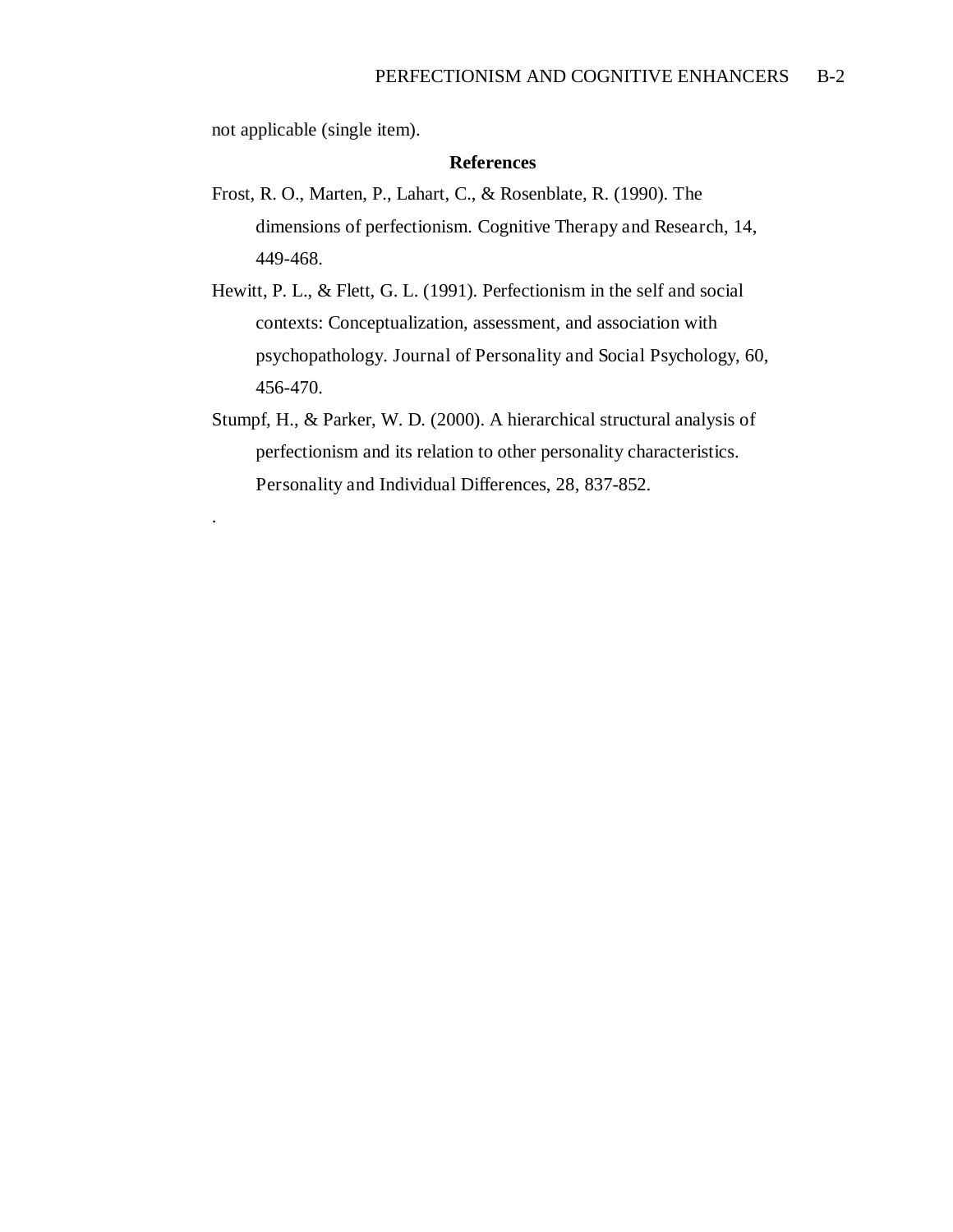not applicable (single item).

## References

Frost, R. O., Marten, P., Lahart, C., & Rosenblate, R. (1990). The dimensions of perfectionism. Cognitive Therapy and Research, 14, 449-468.

Hewitt, P. L., & Flett, G. L. (1991). Perfectionism in the self and social contexts: Conceptualization, assessment, and association with psychopathology. Journal of Personality and Social Psychology, 60, 456-470.

Stumpf, H., & Parker, W. D. (2000). A hierarchical structural analysis of perfectionism and its relation to other personality characteristics. Personality and Individual Differences, 28, 837-852.

.